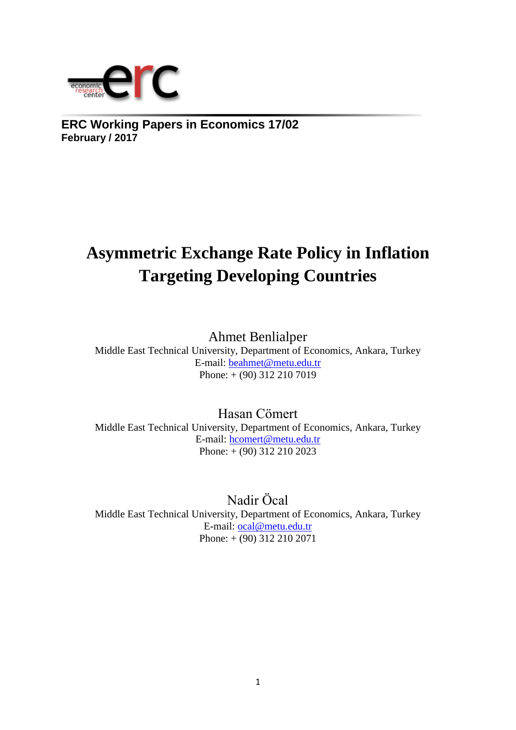**ERC Working Papers in Economics 17/02**
**February / 2017**

# Asymmetric Exchange Rate Policy in Inflation Targeting Developing Countries

Ahmet Benlialper
Middle East Technical University, Department of Economics, Ankara, Turkey
E-mail: beahmet@metu.edu.tr
Phone: + (90) 312 210 7019

Hasan Cömert
Middle East Technical University, Department of Economics, Ankara, Turkey
E-mail: hcomert@metu.edu.tr
Phone: + (90) 312 210 2023

Nadir Öcal
Middle East Technical University, Department of Economics, Ankara, Turkey
E-mail: ocal@metu.edu.tr
Phone: + (90) 312 210 2071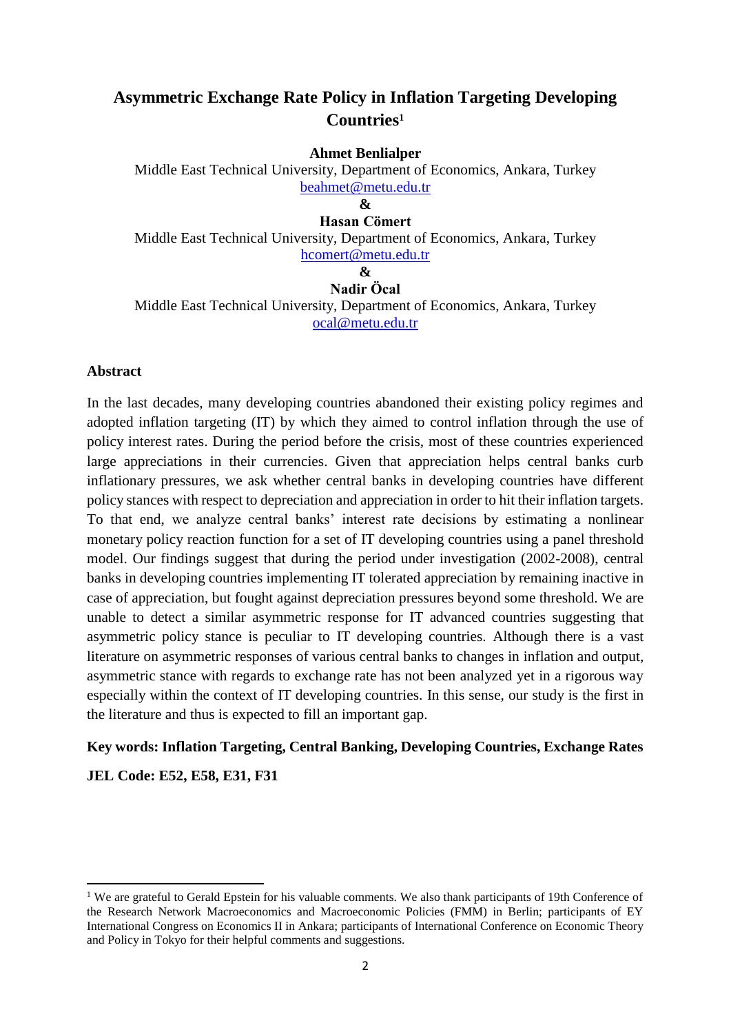# Asymmetric Exchange Rate Policy in Inflation Targeting Developing Countries[1]

**Ahmet Benlialper**
Middle East Technical University, Department of Economics, Ankara, Turkey
beahmet@metu.edu.tr

**&**

**Hasan Cömert**
Middle East Technical University, Department of Economics, Ankara, Turkey
hcomert@metu.edu.tr

**&**

**Nadir Öcal**
Middle East Technical University, Department of Economics, Ankara, Turkey
ocal@metu.edu.tr

### Abstract

In the last decades, many developing countries abandoned their existing policy regimes and adopted inflation targeting (IT) by which they aimed to control inflation through the use of policy interest rates. During the period before the crisis, most of these countries experienced large appreciations in their currencies. Given that appreciation helps central banks curb inflationary pressures, we ask whether central banks in developing countries have different policy stances with respect to depreciation and appreciation in order to hit their inflation targets. To that end, we analyze central banks' interest rate decisions by estimating a nonlinear monetary policy reaction function for a set of IT developing countries using a panel threshold model. Our findings suggest that during the period under investigation (2002-2008), central banks in developing countries implementing IT tolerated appreciation by remaining inactive in case of appreciation, but fought against depreciation pressures beyond some threshold. We are unable to detect a similar asymmetric response for IT advanced countries suggesting that asymmetric policy stance is peculiar to IT developing countries. Although there is a vast literature on asymmetric responses of various central banks to changes in inflation and output, asymmetric stance with regards to exchange rate has not been analyzed yet in a rigorous way especially within the context of IT developing countries. In this sense, our study is the first in the literature and thus is expected to fill an important gap.

**Key words: Inflation Targeting, Central Banking, Developing Countries, Exchange Rates**

**JEL Code: E52, E58, E31, F31**

---

[1] We are grateful to Gerald Epstein for his valuable comments. We also thank participants of 19th Conference of the Research Network Macroeconomics and Macroeconomic Policies (FMM) in Berlin; participants of EY International Congress on Economics II in Ankara; participants of International Conference on Economic Theory and Policy in Tokyo for their helpful comments and suggestions.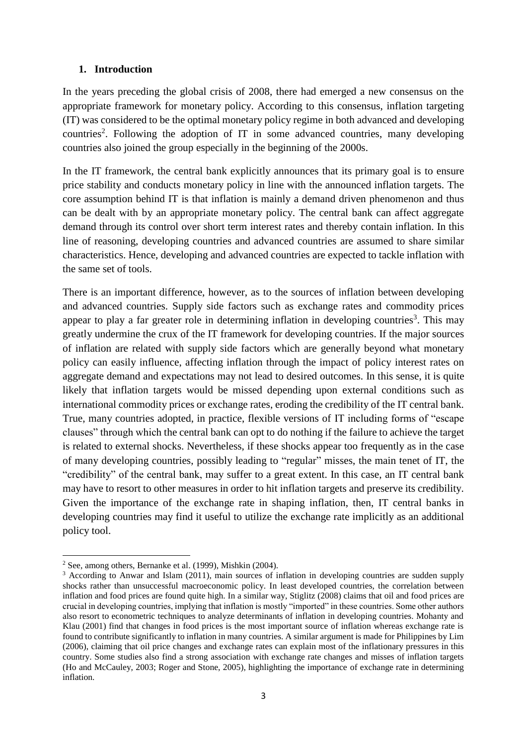## 1. Introduction

In the years preceding the global crisis of 2008, there had emerged a new consensus on the appropriate framework for monetary policy. According to this consensus, inflation targeting (IT) was considered to be the optimal monetary policy regime in both advanced and developing countries[2]. Following the adoption of IT in some advanced countries, many developing countries also joined the group especially in the beginning of the 2000s.

In the IT framework, the central bank explicitly announces that its primary goal is to ensure price stability and conducts monetary policy in line with the announced inflation targets. The core assumption behind IT is that inflation is mainly a demand driven phenomenon and thus can be dealt with by an appropriate monetary policy. The central bank can affect aggregate demand through its control over short term interest rates and thereby contain inflation. In this line of reasoning, developing countries and advanced countries are assumed to share similar characteristics. Hence, developing and advanced countries are expected to tackle inflation with the same set of tools.

There is an important difference, however, as to the sources of inflation between developing and advanced countries. Supply side factors such as exchange rates and commodity prices appear to play a far greater role in determining inflation in developing countries[3]. This may greatly undermine the crux of the IT framework for developing countries. If the major sources of inflation are related with supply side factors which are generally beyond what monetary policy can easily influence, affecting inflation through the impact of policy interest rates on aggregate demand and expectations may not lead to desired outcomes. In this sense, it is quite likely that inflation targets would be missed depending upon external conditions such as international commodity prices or exchange rates, eroding the credibility of the IT central bank. True, many countries adopted, in practice, flexible versions of IT including forms of "escape clauses" through which the central bank can opt to do nothing if the failure to achieve the target is related to external shocks. Nevertheless, if these shocks appear too frequently as in the case of many developing countries, possibly leading to "regular" misses, the main tenet of IT, the "credibility" of the central bank, may suffer to a great extent. In this case, an IT central bank may have to resort to other measures in order to hit inflation targets and preserve its credibility. Given the importance of the exchange rate in shaping inflation, then, IT central banks in developing countries may find it useful to utilize the exchange rate implicitly as an additional policy tool.

---

[2] See, among others, Bernanke et al. (1999), Mishkin (2004).

[3] According to Anwar and Islam (2011), main sources of inflation in developing countries are sudden supply shocks rather than unsuccessful macroeconomic policy. In least developed countries, the correlation between inflation and food prices are found quite high. In a similar way, Stiglitz (2008) claims that oil and food prices are crucial in developing countries, implying that inflation is mostly "imported" in these countries. Some other authors also resort to econometric techniques to analyze determinants of inflation in developing countries. Mohanty and Klau (2001) find that changes in food prices is the most important source of inflation whereas exchange rate is found to contribute significantly to inflation in many countries. A similar argument is made for Philippines by Lim (2006), claiming that oil price changes and exchange rates can explain most of the inflationary pressures in this country. Some studies also find a strong association with exchange rate changes and misses of inflation targets (Ho and McCauley, 2003; Roger and Stone, 2005), highlighting the importance of exchange rate in determining inflation.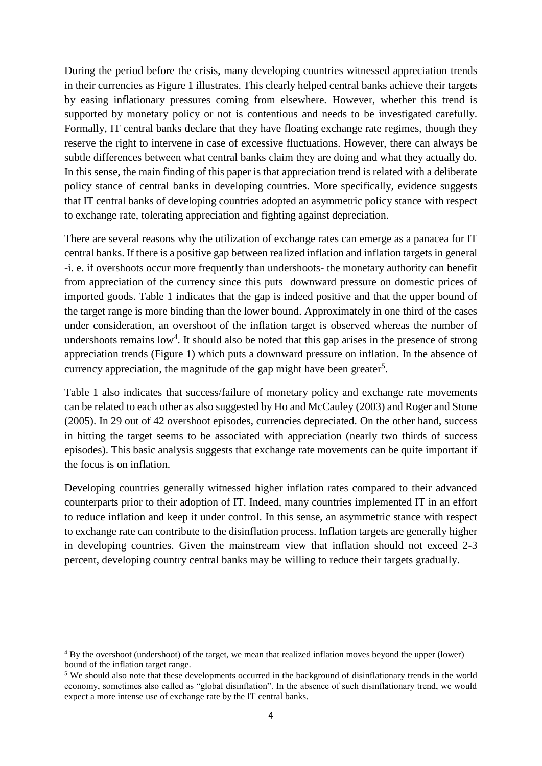During the period before the crisis, many developing countries witnessed appreciation trends in their currencies as Figure 1 illustrates. This clearly helped central banks achieve their targets by easing inflationary pressures coming from elsewhere. However, whether this trend is supported by monetary policy or not is contentious and needs to be investigated carefully. Formally, IT central banks declare that they have floating exchange rate regimes, though they reserve the right to intervene in case of excessive fluctuations. However, there can always be subtle differences between what central banks claim they are doing and what they actually do. In this sense, the main finding of this paper is that appreciation trend is related with a deliberate policy stance of central banks in developing countries. More specifically, evidence suggests that IT central banks of developing countries adopted an asymmetric policy stance with respect to exchange rate, tolerating appreciation and fighting against depreciation.

There are several reasons why the utilization of exchange rates can emerge as a panacea for IT central banks. If there is a positive gap between realized inflation and inflation targets in general -i. e. if overshoots occur more frequently than undershoots- the monetary authority can benefit from appreciation of the currency since this puts downward pressure on domestic prices of imported goods. Table 1 indicates that the gap is indeed positive and that the upper bound of the target range is more binding than the lower bound. Approximately in one third of the cases under consideration, an overshoot of the inflation target is observed whereas the number of undershoots remains low[4]. It should also be noted that this gap arises in the presence of strong appreciation trends (Figure 1) which puts a downward pressure on inflation. In the absence of currency appreciation, the magnitude of the gap might have been greater[5].

Table 1 also indicates that success/failure of monetary policy and exchange rate movements can be related to each other as also suggested by Ho and McCauley (2003) and Roger and Stone (2005). In 29 out of 42 overshoot episodes, currencies depreciated. On the other hand, success in hitting the target seems to be associated with appreciation (nearly two thirds of success episodes). This basic analysis suggests that exchange rate movements can be quite important if the focus is on inflation.

Developing countries generally witnessed higher inflation rates compared to their advanced counterparts prior to their adoption of IT. Indeed, many countries implemented IT in an effort to reduce inflation and keep it under control. In this sense, an asymmetric stance with respect to exchange rate can contribute to the disinflation process. Inflation targets are generally higher in developing countries. Given the mainstream view that inflation should not exceed 2-3 percent, developing country central banks may be willing to reduce their targets gradually.

[4] By the overshoot (undershoot) of the target, we mean that realized inflation moves beyond the upper (lower) bound of the inflation target range.

[5] We should also note that these developments occurred in the background of disinflationary trends in the world economy, sometimes also called as "global disinflation". In the absence of such disinflationary trend, we would expect a more intense use of exchange rate by the IT central banks.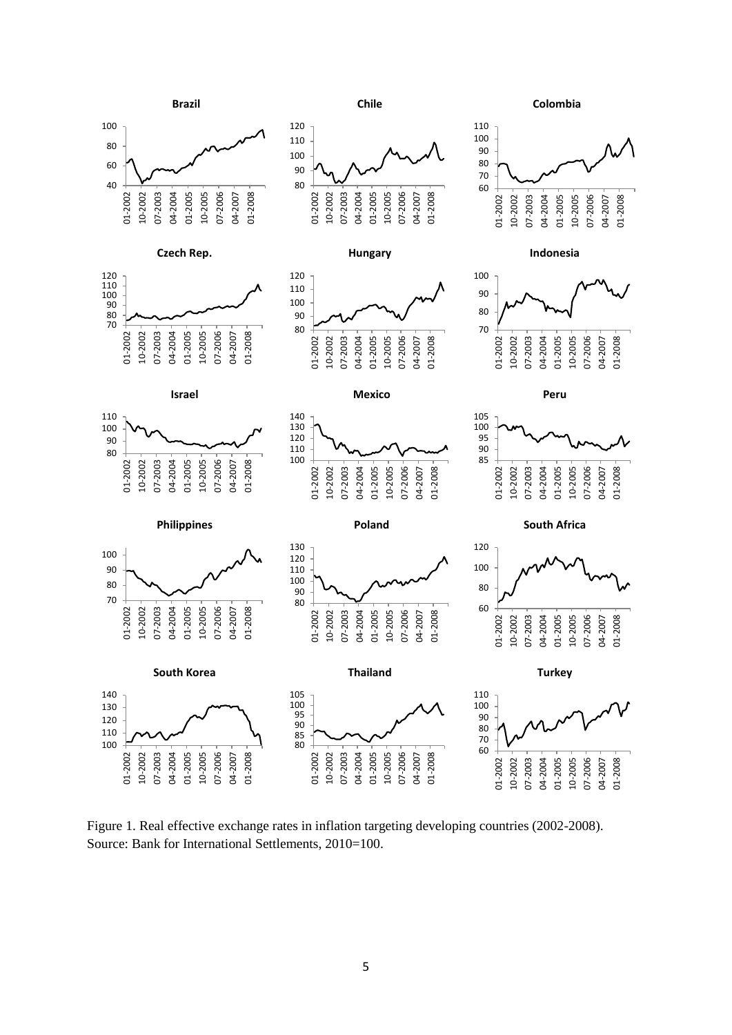Figure 1. Real effective exchange rates in inflation targeting developing countries (2002-2008). Source: Bank for International Settlements, 2010=100.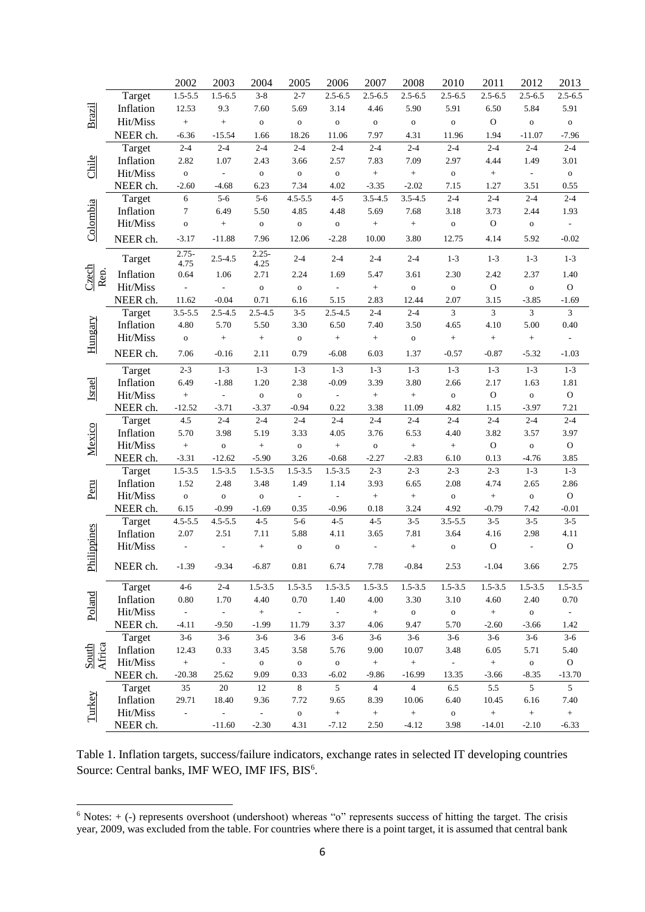| | | 2002 | 2003 | 2004 | 2005 | 2006 | 2007 | 2008 | 2010 | 2011 | 2012 | 2013 |
|---|---|---|---|---|---|---|---|---|---|---|---|---|
| Brazil | Target | 1.5-5.5 | 1.5-6.5 | 3-8 | 2-7 | 2.5-6.5 | 2.5-6.5 | 2.5-6.5 | 2.5-6.5 | 2.5-6.5 | 2.5-6.5 | 2.5-6.5 |
| | Inflation | 12.53 | 9.3 | 7.60 | 5.69 | 3.14 | 4.46 | 5.90 | 5.91 | 6.50 | 5.84 | 5.91 |
| | Hit/Miss | + | + | o | o | o | o | o | o | O | o | o |
| | NEER ch. | -6.36 | -15.54 | 1.66 | 18.26 | 11.06 | 7.97 | 4.31 | 11.96 | 1.94 | -11.07 | -7.96 |
| Chile | Target | 2-4 | 2-4 | 2-4 | 2-4 | 2-4 | 2-4 | 2-4 | 2-4 | 2-4 | 2-4 | 2-4 |
| | Inflation | 2.82 | 1.07 | 2.43 | 3.66 | 2.57 | 7.83 | 7.09 | 2.97 | 4.44 | 1.49 | 3.01 |
| | Hit/Miss | o | - | o | o | o | + | + | o | + | - | o |
| | NEER ch. | -2.60 | -4.68 | 6.23 | 7.34 | 4.02 | -3.35 | -2.02 | 7.15 | 1.27 | 3.51 | 0.55 |
| Colombia | Target | 6 | 5-6 | 5-6 | 4.5-5.5 | 4-5 | 3.5-4.5 | 3.5-4.5 | 2-4 | 2-4 | 2-4 | 2-4 |
| | Inflation | 7 | 6.49 | 5.50 | 4.85 | 4.48 | 5.69 | 7.68 | 3.18 | 3.73 | 2.44 | 1.93 |
| | Hit/Miss | o | + | o | o | o | + | + | o | O | o | - |
| | NEER ch. | -3.17 | -11.88 | 7.96 | 12.06 | -2.28 | 10.00 | 3.80 | 12.75 | 4.14 | 5.92 | -0.02 |
| Czech Rep. | Target | 2.75-4.75 | 2.5-4.5 | 2.25-4.25 | 2-4 | 2-4 | 2-4 | 2-4 | 1-3 | 1-3 | 1-3 | 1-3 |
| | Inflation | 0.64 | 1.06 | 2.71 | 2.24 | 1.69 | 5.47 | 3.61 | 2.30 | 2.42 | 2.37 | 1.40 |
| | Hit/Miss | - | - | o | o | - | + | o | o | O | o | O |
| | NEER ch. | 11.62 | -0.04 | 0.71 | 6.16 | 5.15 | 2.83 | 12.44 | 2.07 | 3.15 | -3.85 | -1.69 |
| Hungary | Target | 3.5-5.5 | 2.5-4.5 | 2.5-4.5 | 3-5 | 2.5-4.5 | 2-4 | 2-4 | 3 | 3 | 3 | 3 |
| | Inflation | 4.80 | 5.70 | 5.50 | 3.30 | 6.50 | 7.40 | 3.50 | 4.65 | 4.10 | 5.00 | 0.40 |
| | Hit/Miss | o | + | + | o | + | + | o | + | + | + | - |
| | NEER ch. | 7.06 | -0.16 | 2.11 | 0.79 | -6.08 | 6.03 | 1.37 | -0.57 | -0.87 | -5.32 | -1.03 |
| Israel | Target | 2-3 | 1-3 | 1-3 | 1-3 | 1-3 | 1-3 | 1-3 | 1-3 | 1-3 | 1-3 | 1-3 |
| | Inflation | 6.49 | -1.88 | 1.20 | 2.38 | -0.09 | 3.39 | 3.80 | 2.66 | 2.17 | 1.63 | 1.81 |
| | Hit/Miss | + | - | o | o | - | + | + | o | O | o | O |
| | NEER ch. | -12.52 | -3.71 | -3.37 | -0.94 | 0.22 | 3.38 | 11.09 | 4.82 | 1.15 | -3.97 | 7.21 |
| Mexico | Target | 4.5 | 2-4 | 2-4 | 2-4 | 2-4 | 2-4 | 2-4 | 2-4 | 2-4 | 2-4 | 2-4 |
| | Inflation | 5.70 | 3.98 | 5.19 | 3.33 | 4.05 | 3.76 | 6.53 | 4.40 | 3.82 | 3.57 | 3.97 |
| | Hit/Miss | + | o | + | o | + | o | + | + | O | o | O |
| | NEER ch. | -3.31 | -12.62 | -5.90 | 3.26 | -0.68 | -2.27 | -2.83 | 6.10 | 0.13 | -4.76 | 3.85 |
| Peru | Target | 1.5-3.5 | 1.5-3.5 | 1.5-3.5 | 1.5-3.5 | 1.5-3.5 | 2-3 | 2-3 | 2-3 | 2-3 | 1-3 | 1-3 |
| | Inflation | 1.52 | 2.48 | 3.48 | 1.49 | 1.14 | 3.93 | 6.65 | 2.08 | 4.74 | 2.65 | 2.86 |
| | Hit/Miss | o | o | o | - | - | + | + | o | + | o | O |
| | NEER ch. | 6.15 | -0.99 | -1.69 | 0.35 | -0.96 | 0.18 | 3.24 | 4.92 | -0.79 | 7.42 | -0.01 |
| Philippines | Target | 4.5-5.5 | 4.5-5.5 | 4-5 | 5-6 | 4-5 | 4-5 | 3-5 | 3.5-5.5 | 3-5 | 3-5 | 3-5 |
| | Inflation | 2.07 | 2.51 | 7.11 | 5.88 | 4.11 | 3.65 | 7.81 | 3.64 | 4.16 | 2.98 | 4.11 |
| | Hit/Miss | - | - | + | o | o | - | + | o | O | - | O |
| | NEER ch. | -1.39 | -9.34 | -6.87 | 0.81 | 6.74 | 7.78 | -0.84 | 2.53 | -1.04 | 3.66 | 2.75 |
| Poland | Target | 4-6 | 2-4 | 1.5-3.5 | 1.5-3.5 | 1.5-3.5 | 1.5-3.5 | 1.5-3.5 | 1.5-3.5 | 1.5-3.5 | 1.5-3.5 | 1.5-3.5 |
| | Inflation | 0.80 | 1.70 | 4.40 | 0.70 | 1.40 | 4.00 | 3.30 | 3.10 | 4.60 | 2.40 | 0.70 |
| | Hit/Miss | - | - | + | - | - | + | o | o | + | o | - |
| | NEER ch. | -4.11 | -9.50 | -1.99 | 11.79 | 3.37 | 4.06 | 9.47 | 5.70 | -2.60 | -3.66 | 1.42 |
| South Africa | Target | 3-6 | 3-6 | 3-6 | 3-6 | 3-6 | 3-6 | 3-6 | 3-6 | 3-6 | 3-6 | 3-6 |
| | Inflation | 12.43 | 0.33 | 3.45 | 3.58 | 5.76 | 9.00 | 10.07 | 3.48 | 6.05 | 5.71 | 5.40 |
| | Hit/Miss | + | - | o | o | o | + | + | - | + | o | O |
| | NEER ch. | -20.38 | 25.62 | 9.09 | 0.33 | -6.02 | -9.86 | -16.99 | 13.35 | -3.66 | -8.35 | -13.70 |
| Turkey | Target | 35 | 20 | 12 | 8 | 5 | 4 | 4 | 6.5 | 5.5 | 5 | 5 |
| | Inflation | 29.71 | 18.40 | 9.36 | 7.72 | 9.65 | 8.39 | 10.06 | 6.40 | 10.45 | 6.16 | 7.40 |
| | Hit/Miss | - | - | - | o | + | + | + | o | + | + | + |
| | NEER ch. | | -11.60 | -2.30 | 4.31 | -7.12 | 2.50 | -4.12 | 3.98 | -14.01 | -2.10 | -6.33 |

Table 1. Inflation targets, success/failure indicators, exchange rates in selected IT developing countries
Source: Central banks, IMF WEO, IMF IFS, BIS[6].

[6] Notes: + (-) represents overshoot (undershoot) whereas "o" represents success of hitting the target. The crisis year, 2009, was excluded from the table. For countries where there is a point target, it is assumed that central bank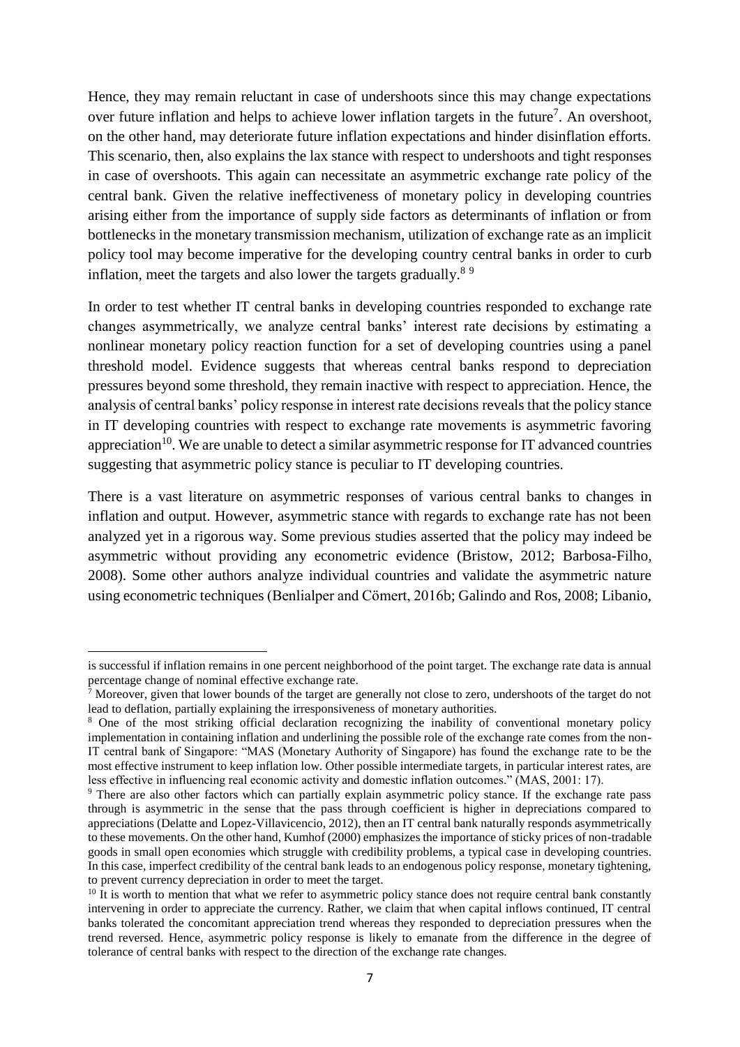Hence, they may remain reluctant in case of undershoots since this may change expectations over future inflation and helps to achieve lower inflation targets in the future[7]. An overshoot, on the other hand, may deteriorate future inflation expectations and hinder disinflation efforts. This scenario, then, also explains the lax stance with respect to undershoots and tight responses in case of overshoots. This again can necessitate an asymmetric exchange rate policy of the central bank. Given the relative ineffectiveness of monetary policy in developing countries arising either from the importance of supply side factors as determinants of inflation or from bottlenecks in the monetary transmission mechanism, utilization of exchange rate as an implicit policy tool may become imperative for the developing country central banks in order to curb inflation, meet the targets and also lower the targets gradually.[8] [9]

In order to test whether IT central banks in developing countries responded to exchange rate changes asymmetrically, we analyze central banks' interest rate decisions by estimating a nonlinear monetary policy reaction function for a set of developing countries using a panel threshold model. Evidence suggests that whereas central banks respond to depreciation pressures beyond some threshold, they remain inactive with respect to appreciation. Hence, the analysis of central banks' policy response in interest rate decisions reveals that the policy stance in IT developing countries with respect to exchange rate movements is asymmetric favoring appreciation[10]. We are unable to detect a similar asymmetric response for IT advanced countries suggesting that asymmetric policy stance is peculiar to IT developing countries.

There is a vast literature on asymmetric responses of various central banks to changes in inflation and output. However, asymmetric stance with regards to exchange rate has not been analyzed yet in a rigorous way. Some previous studies asserted that the policy may indeed be asymmetric without providing any econometric evidence (Bristow, 2012; Barbosa-Filho, 2008). Some other authors analyze individual countries and validate the asymmetric nature using econometric techniques (Benlialper and Cömert, 2016b; Galindo and Ros, 2008; Libanio,

---

is successful if inflation remains in one percent neighborhood of the point target. The exchange rate data is annual percentage change of nominal effective exchange rate.

[7] Moreover, given that lower bounds of the target are generally not close to zero, undershoots of the target do not lead to deflation, partially explaining the irresponsiveness of monetary authorities.

[8] One of the most striking official declaration recognizing the inability of conventional monetary policy implementation in containing inflation and underlining the possible role of the exchange rate comes from the non-IT central bank of Singapore: "MAS (Monetary Authority of Singapore) has found the exchange rate to be the most effective instrument to keep inflation low. Other possible intermediate targets, in particular interest rates, are less effective in influencing real economic activity and domestic inflation outcomes." (MAS, 2001: 17).

[9] There are also other factors which can partially explain asymmetric policy stance. If the exchange rate pass through is asymmetric in the sense that the pass through coefficient is higher in depreciations compared to appreciations (Delatte and Lopez-Villavicencio, 2012), then an IT central bank naturally responds asymmetrically to these movements. On the other hand, Kumhof (2000) emphasizes the importance of sticky prices of non-tradable goods in small open economies which struggle with credibility problems, a typical case in developing countries. In this case, imperfect credibility of the central bank leads to an endogenous policy response, monetary tightening, to prevent currency depreciation in order to meet the target.

[10] It is worth to mention that what we refer to asymmetric policy stance does not require central bank constantly intervening in order to appreciate the currency. Rather, we claim that when capital inflows continued, IT central banks tolerated the concomitant appreciation trend whereas they responded to depreciation pressures when the trend reversed. Hence, asymmetric policy response is likely to emanate from the difference in the degree of tolerance of central banks with respect to the direction of the exchange rate changes.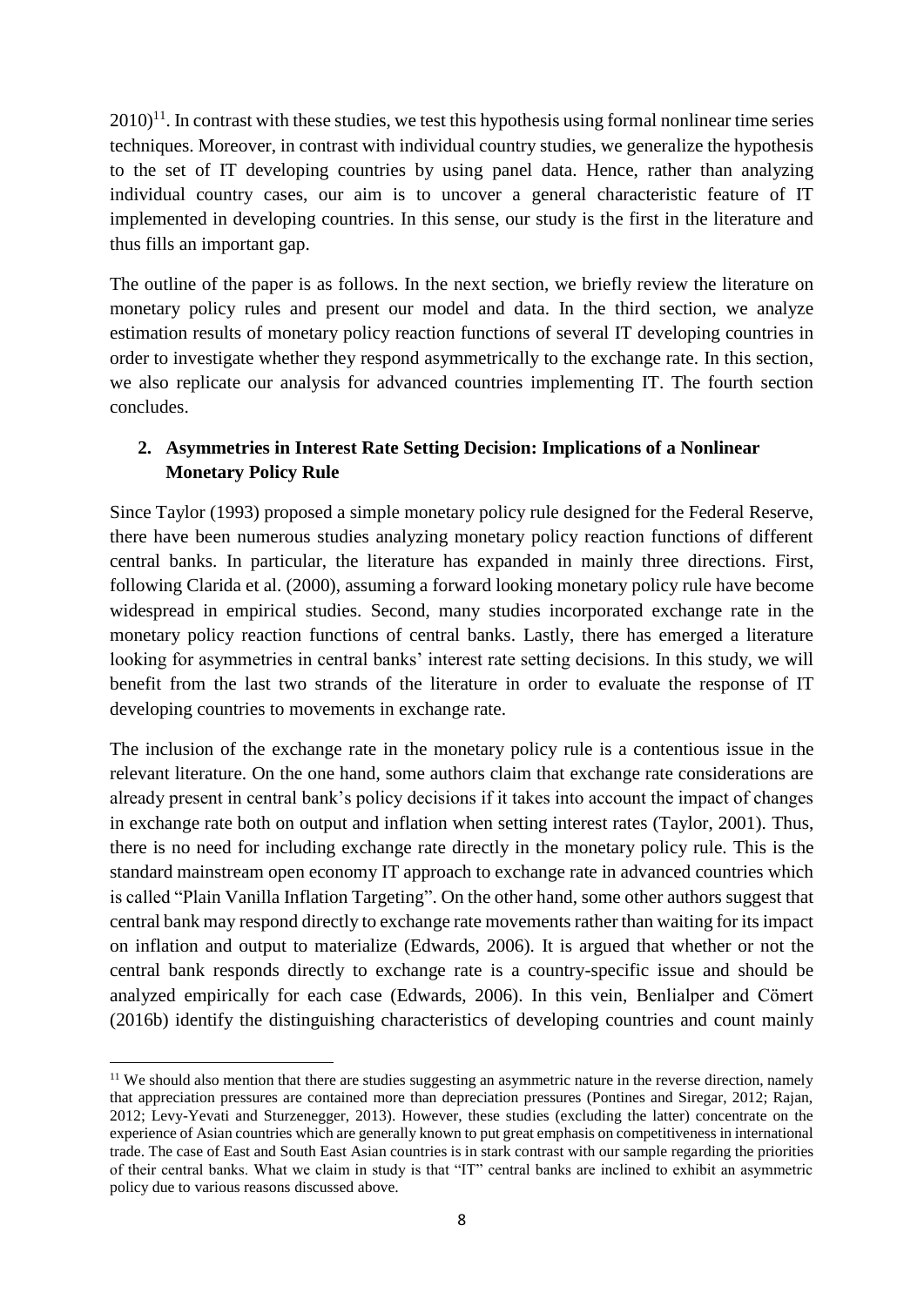2010)[11]. In contrast with these studies, we test this hypothesis using formal nonlinear time series techniques. Moreover, in contrast with individual country studies, we generalize the hypothesis to the set of IT developing countries by using panel data. Hence, rather than analyzing individual country cases, our aim is to uncover a general characteristic feature of IT implemented in developing countries. In this sense, our study is the first in the literature and thus fills an important gap.

The outline of the paper is as follows. In the next section, we briefly review the literature on monetary policy rules and present our model and data. In the third section, we analyze estimation results of monetary policy reaction functions of several IT developing countries in order to investigate whether they respond asymmetrically to the exchange rate. In this section, we also replicate our analysis for advanced countries implementing IT. The fourth section concludes.

## 2. Asymmetries in Interest Rate Setting Decision: Implications of a Nonlinear Monetary Policy Rule

Since Taylor (1993) proposed a simple monetary policy rule designed for the Federal Reserve, there have been numerous studies analyzing monetary policy reaction functions of different central banks. In particular, the literature has expanded in mainly three directions. First, following Clarida et al. (2000), assuming a forward looking monetary policy rule have become widespread in empirical studies. Second, many studies incorporated exchange rate in the monetary policy reaction functions of central banks. Lastly, there has emerged a literature looking for asymmetries in central banks' interest rate setting decisions. In this study, we will benefit from the last two strands of the literature in order to evaluate the response of IT developing countries to movements in exchange rate.

The inclusion of the exchange rate in the monetary policy rule is a contentious issue in the relevant literature. On the one hand, some authors claim that exchange rate considerations are already present in central bank's policy decisions if it takes into account the impact of changes in exchange rate both on output and inflation when setting interest rates (Taylor, 2001). Thus, there is no need for including exchange rate directly in the monetary policy rule. This is the standard mainstream open economy IT approach to exchange rate in advanced countries which is called "Plain Vanilla Inflation Targeting". On the other hand, some other authors suggest that central bank may respond directly to exchange rate movements rather than waiting for its impact on inflation and output to materialize (Edwards, 2006). It is argued that whether or not the central bank responds directly to exchange rate is a country-specific issue and should be analyzed empirically for each case (Edwards, 2006). In this vein, Benlialper and Cömert (2016b) identify the distinguishing characteristics of developing countries and count mainly

[11] We should also mention that there are studies suggesting an asymmetric nature in the reverse direction, namely that appreciation pressures are contained more than depreciation pressures (Pontines and Siregar, 2012; Rajan, 2012; Levy-Yevati and Sturzenegger, 2013). However, these studies (excluding the latter) concentrate on the experience of Asian countries which are generally known to put great emphasis on competitiveness in international trade. The case of East and South East Asian countries is in stark contrast with our sample regarding the priorities of their central banks. What we claim in study is that "IT" central banks are inclined to exhibit an asymmetric policy due to various reasons discussed above.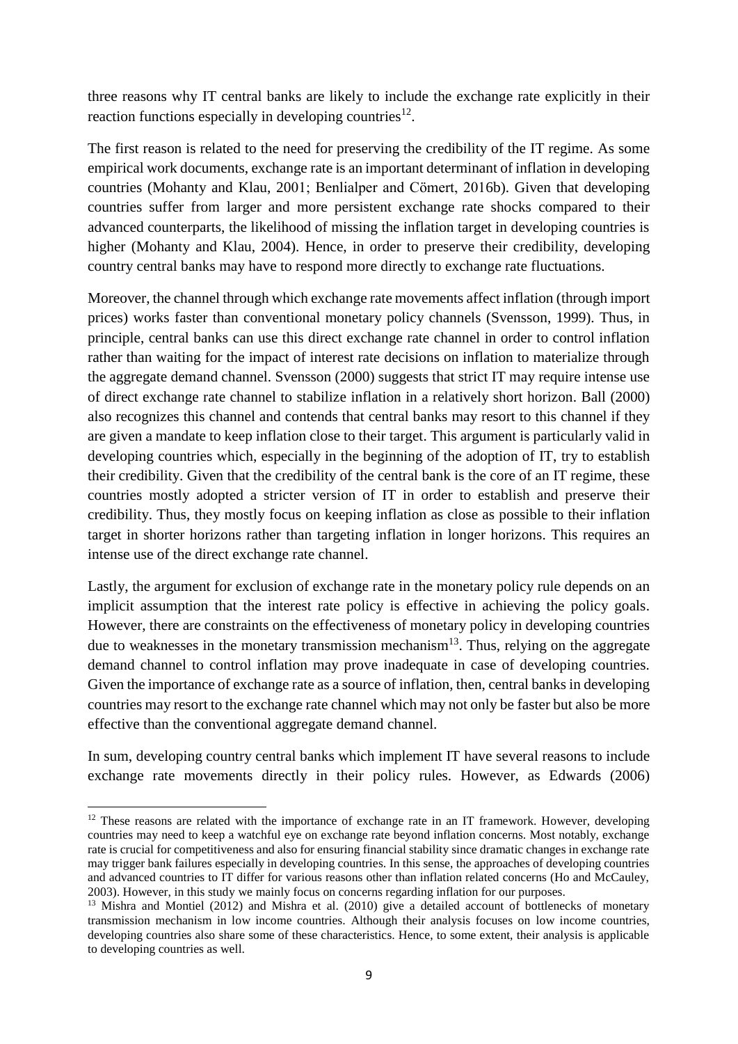three reasons why IT central banks are likely to include the exchange rate explicitly in their reaction functions especially in developing countries[12].

The first reason is related to the need for preserving the credibility of the IT regime. As some empirical work documents, exchange rate is an important determinant of inflation in developing countries (Mohanty and Klau, 2001; Benlialper and Cömert, 2016b). Given that developing countries suffer from larger and more persistent exchange rate shocks compared to their advanced counterparts, the likelihood of missing the inflation target in developing countries is higher (Mohanty and Klau, 2004). Hence, in order to preserve their credibility, developing country central banks may have to respond more directly to exchange rate fluctuations.

Moreover, the channel through which exchange rate movements affect inflation (through import prices) works faster than conventional monetary policy channels (Svensson, 1999). Thus, in principle, central banks can use this direct exchange rate channel in order to control inflation rather than waiting for the impact of interest rate decisions on inflation to materialize through the aggregate demand channel. Svensson (2000) suggests that strict IT may require intense use of direct exchange rate channel to stabilize inflation in a relatively short horizon. Ball (2000) also recognizes this channel and contends that central banks may resort to this channel if they are given a mandate to keep inflation close to their target. This argument is particularly valid in developing countries which, especially in the beginning of the adoption of IT, try to establish their credibility. Given that the credibility of the central bank is the core of an IT regime, these countries mostly adopted a stricter version of IT in order to establish and preserve their credibility. Thus, they mostly focus on keeping inflation as close as possible to their inflation target in shorter horizons rather than targeting inflation in longer horizons. This requires an intense use of the direct exchange rate channel.

Lastly, the argument for exclusion of exchange rate in the monetary policy rule depends on an implicit assumption that the interest rate policy is effective in achieving the policy goals. However, there are constraints on the effectiveness of monetary policy in developing countries due to weaknesses in the monetary transmission mechanism[13]. Thus, relying on the aggregate demand channel to control inflation may prove inadequate in case of developing countries. Given the importance of exchange rate as a source of inflation, then, central banks in developing countries may resort to the exchange rate channel which may not only be faster but also be more effective than the conventional aggregate demand channel.

In sum, developing country central banks which implement IT have several reasons to include exchange rate movements directly in their policy rules. However, as Edwards (2006)

[12] These reasons are related with the importance of exchange rate in an IT framework. However, developing countries may need to keep a watchful eye on exchange rate beyond inflation concerns. Most notably, exchange rate is crucial for competitiveness and also for ensuring financial stability since dramatic changes in exchange rate may trigger bank failures especially in developing countries. In this sense, the approaches of developing countries and advanced countries to IT differ for various reasons other than inflation related concerns (Ho and McCauley, 2003). However, in this study we mainly focus on concerns regarding inflation for our purposes.

[13] Mishra and Montiel (2012) and Mishra et al. (2010) give a detailed account of bottlenecks of monetary transmission mechanism in low income countries. Although their analysis focuses on low income countries, developing countries also share some of these characteristics. Hence, to some extent, their analysis is applicable to developing countries as well.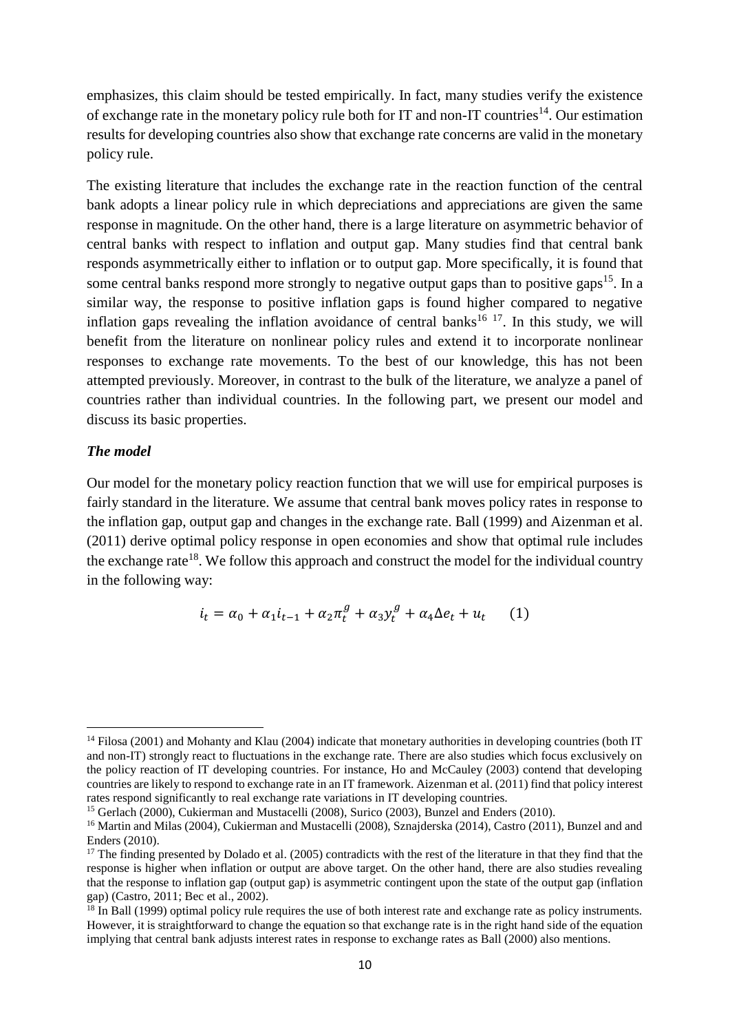emphasizes, this claim should be tested empirically. In fact, many studies verify the existence of exchange rate in the monetary policy rule both for IT and non-IT countries[14]. Our estimation results for developing countries also show that exchange rate concerns are valid in the monetary policy rule.

The existing literature that includes the exchange rate in the reaction function of the central bank adopts a linear policy rule in which depreciations and appreciations are given the same response in magnitude. On the other hand, there is a large literature on asymmetric behavior of central banks with respect to inflation and output gap. Many studies find that central bank responds asymmetrically either to inflation or to output gap. More specifically, it is found that some central banks respond more strongly to negative output gaps than to positive gaps[15]. In a similar way, the response to positive inflation gaps is found higher compared to negative inflation gaps revealing the inflation avoidance of central banks[16] [17]. In this study, we will benefit from the literature on nonlinear policy rules and extend it to incorporate nonlinear responses to exchange rate movements. To the best of our knowledge, this has not been attempted previously. Moreover, in contrast to the bulk of the literature, we analyze a panel of countries rather than individual countries. In the following part, we present our model and discuss its basic properties.

### *The model*

Our model for the monetary policy reaction function that we will use for empirical purposes is fairly standard in the literature. We assume that central bank moves policy rates in response to the inflation gap, output gap and changes in the exchange rate. Ball (1999) and Aizenman et al. (2011) derive optimal policy response in open economies and show that optimal rule includes the exchange rate[18]. We follow this approach and construct the model for the individual country in the following way:

$$i_t = \alpha_0 + \alpha_1 i_{t-1} + \alpha_2 \pi_t^g + \alpha_3 y_t^g + \alpha_4 \Delta e_t + u_t \qquad (1)$$

---

[14] Filosa (2001) and Mohanty and Klau (2004) indicate that monetary authorities in developing countries (both IT and non-IT) strongly react to fluctuations in the exchange rate. There are also studies which focus exclusively on the policy reaction of IT developing countries. For instance, Ho and McCauley (2003) contend that developing countries are likely to respond to exchange rate in an IT framework. Aizenman et al. (2011) find that policy interest rates respond significantly to real exchange rate variations in IT developing countries.

[15] Gerlach (2000), Cukierman and Mustacelli (2008), Surico (2003), Bunzel and Enders (2010).

[16] Martin and Milas (2004), Cukierman and Mustacelli (2008), Sznajderska (2014), Castro (2011), Bunzel and Enders (2010).

[17] The finding presented by Dolado et al. (2005) contradicts with the rest of the literature in that they find that the response is higher when inflation or output are above target. On the other hand, there are also studies revealing that the response to inflation gap (output gap) is asymmetric contingent upon the state of the output gap (inflation gap) (Castro, 2011; Bec et al., 2002).

[18] In Ball (1999) optimal policy rule requires the use of both interest rate and exchange rate as policy instruments. However, it is straightforward to change the equation so that exchange rate is in the right hand side of the equation implying that central bank adjusts interest rates in response to exchange rates as Ball (2000) also mentions.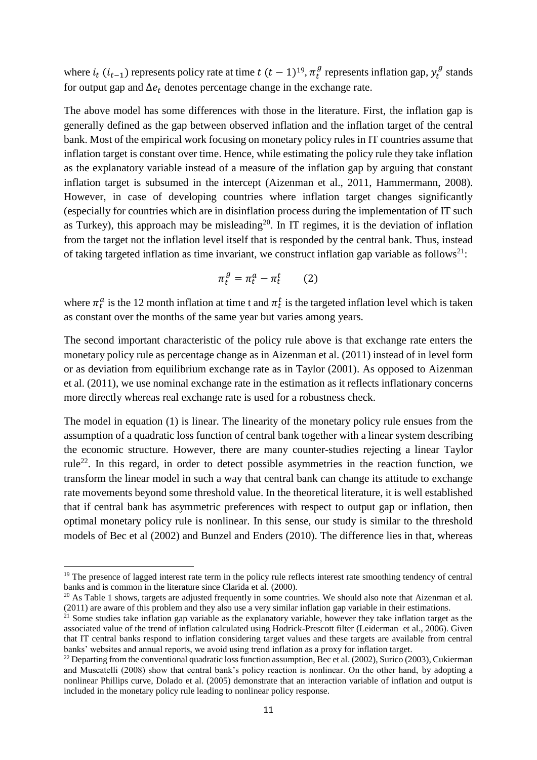where $i_t$ ($i_{t-1}$) represents policy rate at time $t$ ($t-1$)[19], $\pi_t^g$ represents inflation gap, $y_t^g$ stands for output gap and $\Delta e_t$ denotes percentage change in the exchange rate.

The above model has some differences with those in the literature. First, the inflation gap is generally defined as the gap between observed inflation and the inflation target of the central bank. Most of the empirical work focusing on monetary policy rules in IT countries assume that inflation target is constant over time. Hence, while estimating the policy rule they take inflation as the explanatory variable instead of a measure of the inflation gap by arguing that constant inflation target is subsumed in the intercept (Aizenman et al., 2011, Hammermann, 2008). However, in case of developing countries where inflation target changes significantly (especially for countries which are in disinflation process during the implementation of IT such as Turkey), this approach may be misleading[20]. In IT regimes, it is the deviation of inflation from the target not the inflation level itself that is responded by the central bank. Thus, instead of taking targeted inflation as time invariant, we construct inflation gap variable as follows[21]:

$$\pi_t^g = \pi_t^a - \pi_t^t \qquad (2)$$

where $\pi_t^a$ is the 12 month inflation at time t and $\pi_t^t$ is the targeted inflation level which is taken as constant over the months of the same year but varies among years.

The second important characteristic of the policy rule above is that exchange rate enters the monetary policy rule as percentage change as in Aizenman et al. (2011) instead of in level form or as deviation from equilibrium exchange rate as in Taylor (2001). As opposed to Aizenman et al. (2011), we use nominal exchange rate in the estimation as it reflects inflationary concerns more directly whereas real exchange rate is used for a robustness check.

The model in equation (1) is linear. The linearity of the monetary policy rule ensues from the assumption of a quadratic loss function of central bank together with a linear system describing the economic structure. However, there are many counter-studies rejecting a linear Taylor rule[22]. In this regard, in order to detect possible asymmetries in the reaction function, we transform the linear model in such a way that central bank can change its attitude to exchange rate movements beyond some threshold value. In the theoretical literature, it is well established that if central bank has asymmetric preferences with respect to output gap or inflation, then optimal monetary policy rule is nonlinear. In this sense, our study is similar to the threshold models of Bec et al (2002) and Bunzel and Enders (2010). The difference lies in that, whereas

[19] The presence of lagged interest rate term in the policy rule reflects interest rate smoothing tendency of central banks and is common in the literature since Clarida et al. (2000).

[20] As Table 1 shows, targets are adjusted frequently in some countries. We should also note that Aizenman et al. (2011) are aware of this problem and they also use a very similar inflation gap variable in their estimations.

[21] Some studies take inflation gap variable as the explanatory variable, however they take inflation target as the associated value of the trend of inflation calculated using Hodrick-Prescott filter (Leiderman et al., 2006). Given that IT central banks respond to inflation considering target values and these targets are available from central banks' websites and annual reports, we avoid using trend inflation as a proxy for inflation target.

[22] Departing from the conventional quadratic loss function assumption, Bec et al. (2002), Surico (2003), Cukierman and Muscatelli (2008) show that central bank's policy reaction is nonlinear. On the other hand, by adopting a nonlinear Phillips curve, Dolado et al. (2005) demonstrate that an interaction variable of inflation and output is included in the monetary policy rule leading to nonlinear policy response.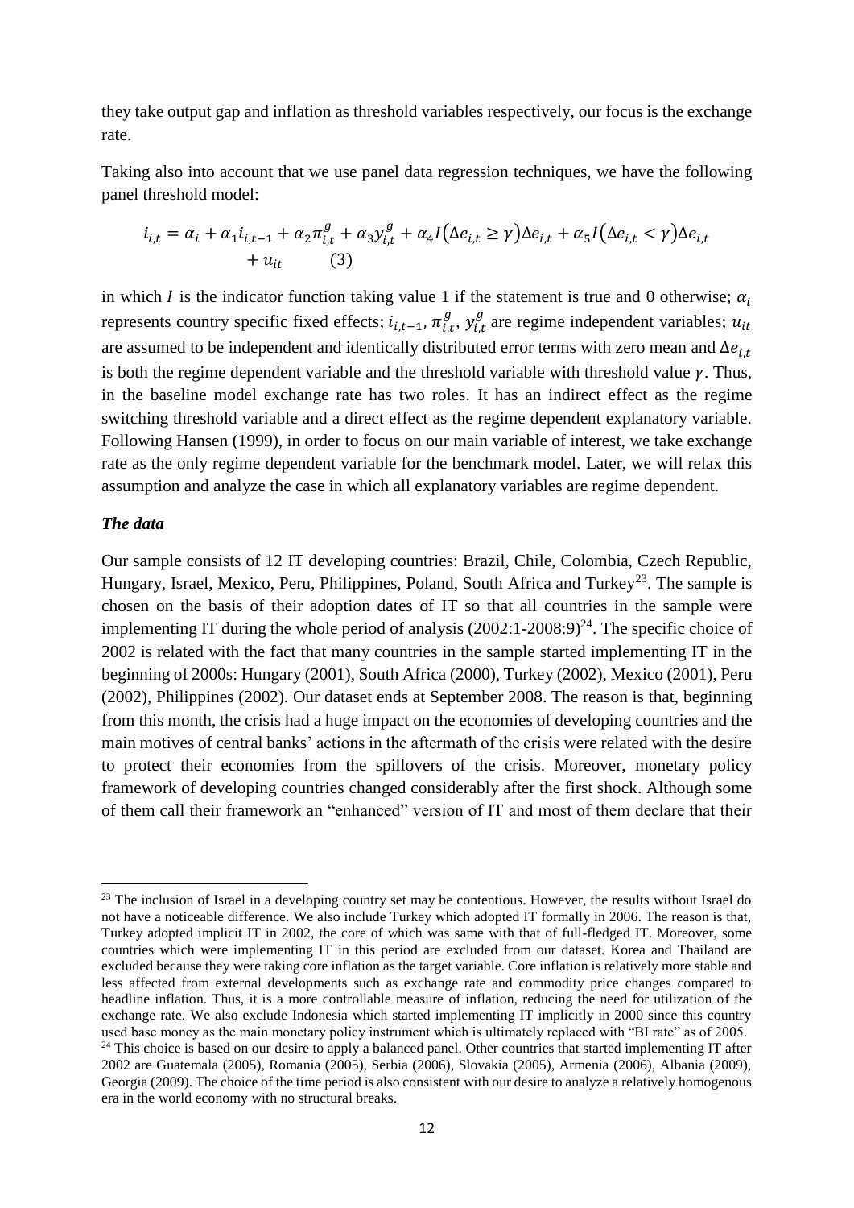they take output gap and inflation as threshold variables respectively, our focus is the exchange rate.

Taking also into account that we use panel data regression techniques, we have the following panel threshold model:

$$i_{i,t} = \alpha_i + \alpha_1 i_{i,t-1} + \alpha_2 \pi_{i,t}^g + \alpha_3 y_{i,t}^g + \alpha_4 I(\Delta e_{i,t} \geq \gamma)\Delta e_{i,t} + \alpha_5 I(\Delta e_{i,t} < \gamma)\Delta e_{i,t} + u_{it} \qquad (3)$$

in which $I$ is the indicator function taking value 1 if the statement is true and 0 otherwise; $\alpha_i$ represents country specific fixed effects; $i_{i,t-1}$, $\pi_{i,t}^g$, $y_{i,t}^g$ are regime independent variables; $u_{it}$ are assumed to be independent and identically distributed error terms with zero mean and $\Delta e_{i,t}$ is both the regime dependent variable and the threshold variable with threshold value $\gamma$. Thus, in the baseline model exchange rate has two roles. It has an indirect effect as the regime switching threshold variable and a direct effect as the regime dependent explanatory variable. Following Hansen (1999), in order to focus on our main variable of interest, we take exchange rate as the only regime dependent variable for the benchmark model. Later, we will relax this assumption and analyze the case in which all explanatory variables are regime dependent.

***The data***

Our sample consists of 12 IT developing countries: Brazil, Chile, Colombia, Czech Republic, Hungary, Israel, Mexico, Peru, Philippines, Poland, South Africa and Turkey[23]. The sample is chosen on the basis of their adoption dates of IT so that all countries in the sample were implementing IT during the whole period of analysis (2002:1-2008:9)[24]. The specific choice of 2002 is related with the fact that many countries in the sample started implementing IT in the beginning of 2000s: Hungary (2001), South Africa (2000), Turkey (2002), Mexico (2001), Peru (2002), Philippines (2002). Our dataset ends at September 2008. The reason is that, beginning from this month, the crisis had a huge impact on the economies of developing countries and the main motives of central banks' actions in the aftermath of the crisis were related with the desire to protect their economies from the spillovers of the crisis. Moreover, monetary policy framework of developing countries changed considerably after the first shock. Although some of them call their framework an "enhanced" version of IT and most of them declare that their

[23] The inclusion of Israel in a developing country set may be contentious. However, the results without Israel do not have a noticeable difference. We also include Turkey which adopted IT formally in 2006. The reason is that, Turkey adopted implicit IT in 2002, the core of which was same with that of full-fledged IT. Moreover, some countries which were implementing IT in this period are excluded from our dataset. Korea and Thailand are excluded because they were taking core inflation as the target variable. Core inflation is relatively more stable and less affected from external developments such as exchange rate and commodity price changes compared to headline inflation. Thus, it is a more controllable measure of inflation, reducing the need for utilization of the exchange rate. We also exclude Indonesia which started implementing IT implicitly in 2000 since this country used base money as the main monetary policy instrument which is ultimately replaced with "BI rate" as of 2005.

[24] This choice is based on our desire to apply a balanced panel. Other countries that started implementing IT after 2002 are Guatemala (2005), Romania (2005), Serbia (2006), Slovakia (2005), Armenia (2006), Albania (2009), Georgia (2009). The choice of the time period is also consistent with our desire to analyze a relatively homogenous era in the world economy with no structural breaks.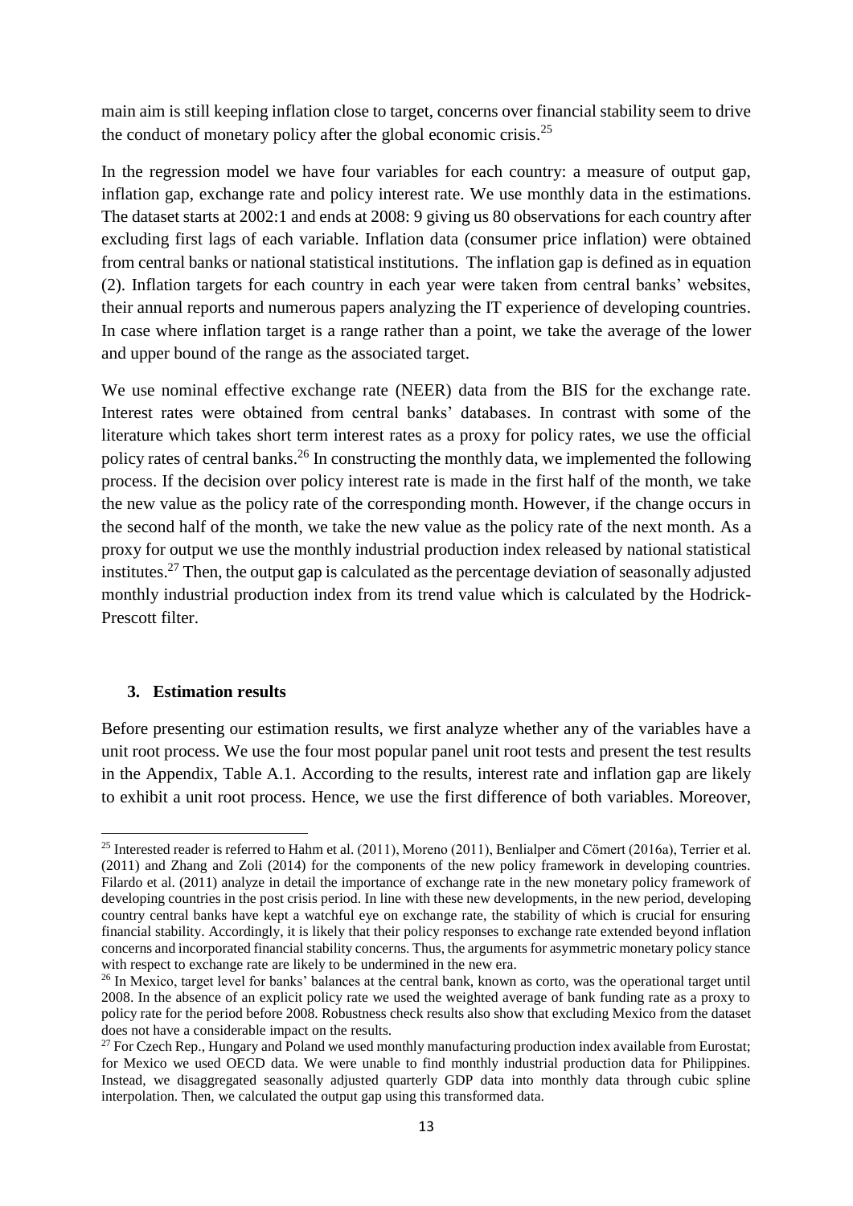main aim is still keeping inflation close to target, concerns over financial stability seem to drive the conduct of monetary policy after the global economic crisis.[25]

In the regression model we have four variables for each country: a measure of output gap, inflation gap, exchange rate and policy interest rate. We use monthly data in the estimations. The dataset starts at 2002:1 and ends at 2008: 9 giving us 80 observations for each country after excluding first lags of each variable. Inflation data (consumer price inflation) were obtained from central banks or national statistical institutions. The inflation gap is defined as in equation (2). Inflation targets for each country in each year were taken from central banks' websites, their annual reports and numerous papers analyzing the IT experience of developing countries. In case where inflation target is a range rather than a point, we take the average of the lower and upper bound of the range as the associated target.

We use nominal effective exchange rate (NEER) data from the BIS for the exchange rate. Interest rates were obtained from central banks' databases. In contrast with some of the literature which takes short term interest rates as a proxy for policy rates, we use the official policy rates of central banks.[26] In constructing the monthly data, we implemented the following process. If the decision over policy interest rate is made in the first half of the month, we take the new value as the policy rate of the corresponding month. However, if the change occurs in the second half of the month, we take the new value as the policy rate of the next month. As a proxy for output we use the monthly industrial production index released by national statistical institutes.[27] Then, the output gap is calculated as the percentage deviation of seasonally adjusted monthly industrial production index from its trend value which is calculated by the Hodrick-Prescott filter.

### 3. Estimation results

Before presenting our estimation results, we first analyze whether any of the variables have a unit root process. We use the four most popular panel unit root tests and present the test results in the Appendix, Table A.1. According to the results, interest rate and inflation gap are likely to exhibit a unit root process. Hence, we use the first difference of both variables. Moreover,

---

[25] Interested reader is referred to Hahm et al. (2011), Moreno (2011), Benlialper and Cömert (2016a), Terrier et al. (2011) and Zhang and Zoli (2014) for the components of the new policy framework in developing countries. Filardo et al. (2011) analyze in detail the importance of exchange rate in the new monetary policy framework of developing countries in the post crisis period. In line with these new developments, in the new period, developing country central banks have kept a watchful eye on exchange rate, the stability of which is crucial for ensuring financial stability. Accordingly, it is likely that their policy responses to exchange rate extended beyond inflation concerns and incorporated financial stability concerns. Thus, the arguments for asymmetric monetary policy stance with respect to exchange rate are likely to be undermined in the new era.

[26] In Mexico, target level for banks' balances at the central bank, known as corto, was the operational target until 2008. In the absence of an explicit policy rate we used the weighted average of bank funding rate as a proxy to policy rate for the period before 2008. Robustness check results also show that excluding Mexico from the dataset does not have a considerable impact on the results.

[27] For Czech Rep., Hungary and Poland we used monthly manufacturing production index available from Eurostat; for Mexico we used OECD data. We were unable to find monthly industrial production data for Philippines. Instead, we disaggregated seasonally adjusted quarterly GDP data into monthly data through cubic spline interpolation. Then, we calculated the output gap using this transformed data.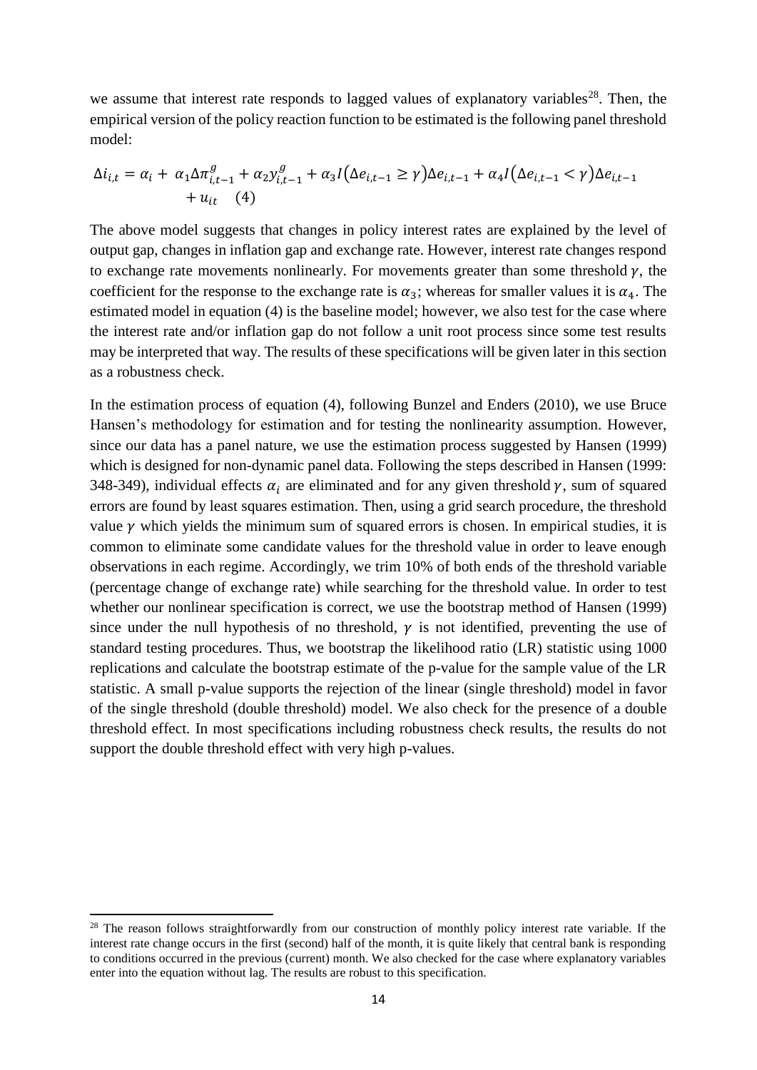we assume that interest rate responds to lagged values of explanatory variables[28]. Then, the empirical version of the policy reaction function to be estimated is the following panel threshold model:

$$\Delta i_{i,t} = \alpha_i + \alpha_1 \Delta \pi^g_{i,t-1} + \alpha_2 y^g_{i,t-1} + \alpha_3 I(\Delta e_{i,t-1} \geq \gamma) \Delta e_{i,t-1} + \alpha_4 I(\Delta e_{i,t-1} < \gamma) \Delta e_{i,t-1} + u_{it} \quad (4)$$

The above model suggests that changes in policy interest rates are explained by the level of output gap, changes in inflation gap and exchange rate. However, interest rate changes respond to exchange rate movements nonlinearly. For movements greater than some threshold $\gamma$, the coefficient for the response to the exchange rate is $\alpha_3$; whereas for smaller values it is $\alpha_4$. The estimated model in equation (4) is the baseline model; however, we also test for the case where the interest rate and/or inflation gap do not follow a unit root process since some test results may be interpreted that way. The results of these specifications will be given later in this section as a robustness check.

In the estimation process of equation (4), following Bunzel and Enders (2010), we use Bruce Hansen's methodology for estimation and for testing the nonlinearity assumption. However, since our data has a panel nature, we use the estimation process suggested by Hansen (1999) which is designed for non-dynamic panel data. Following the steps described in Hansen (1999: 348-349), individual effects $\alpha_i$ are eliminated and for any given threshold $\gamma$, sum of squared errors are found by least squares estimation. Then, using a grid search procedure, the threshold value $\gamma$ which yields the minimum sum of squared errors is chosen. In empirical studies, it is common to eliminate some candidate values for the threshold value in order to leave enough observations in each regime. Accordingly, we trim 10% of both ends of the threshold variable (percentage change of exchange rate) while searching for the threshold value. In order to test whether our nonlinear specification is correct, we use the bootstrap method of Hansen (1999) since under the null hypothesis of no threshold, $\gamma$ is not identified, preventing the use of standard testing procedures. Thus, we bootstrap the likelihood ratio (LR) statistic using 1000 replications and calculate the bootstrap estimate of the p-value for the sample value of the LR statistic. A small p-value supports the rejection of the linear (single threshold) model in favor of the single threshold (double threshold) model. We also check for the presence of a double threshold effect. In most specifications including robustness check results, the results do not support the double threshold effect with very high p-values.

[28] The reason follows straightforwardly from our construction of monthly policy interest rate variable. If the interest rate change occurs in the first (second) half of the month, it is quite likely that central bank is responding to conditions occurred in the previous (current) month. We also checked for the case where explanatory variables enter into the equation without lag. The results are robust to this specification.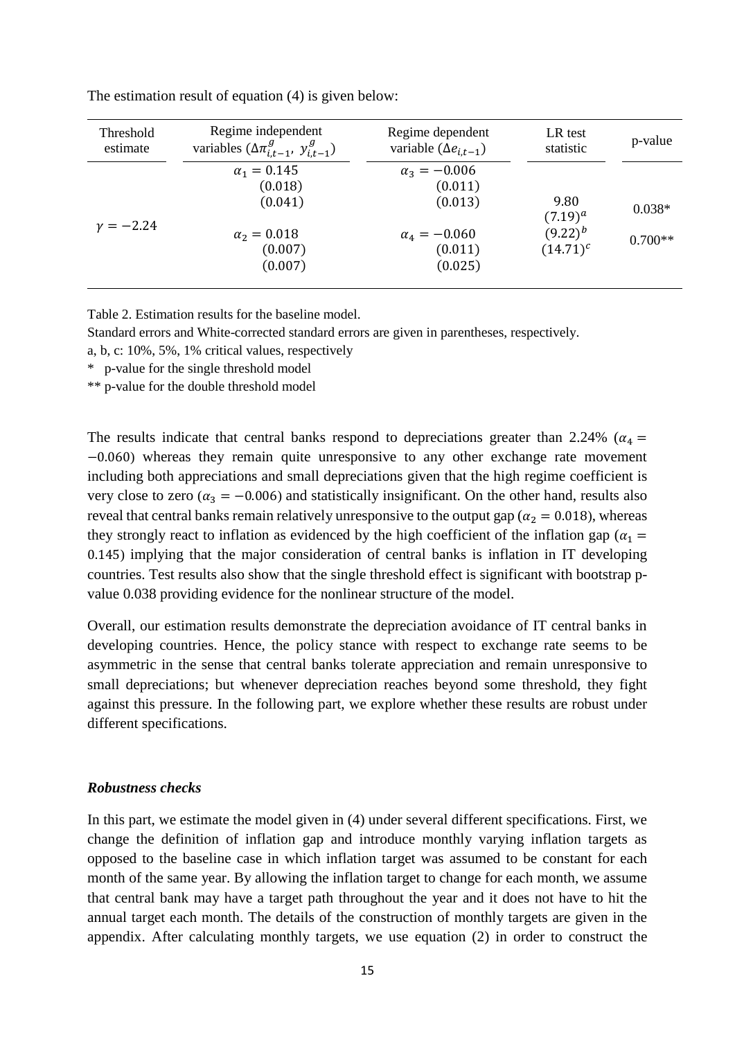The estimation result of equation (4) is given below:

| Threshold estimate | Regime independent variables ($\Delta\pi^{g}_{i,t-1}$, $y^{g}_{i,t-1}$) | Regime dependent variable ($\Delta e_{i,t-1}$) | LR test statistic | p-value |
|---|---|---|---|---|
| $\gamma = -2.24$ | $\alpha_1 = 0.145$<br>(0.018)<br>(0.041) | $\alpha_3 = -0.006$<br>(0.011)<br>(0.013) | 9.80<br>$(7.19)^a$<br>$(9.22)^b$<br>$(14.71)^c$ | 0.038*<br>0.700** |
| | $\alpha_2 = 0.018$<br>(0.007)<br>(0.007) | $\alpha_4 = -0.060$<br>(0.011)<br>(0.025) | | |

Table 2. Estimation results for the baseline model.

Standard errors and White-corrected standard errors are given in parentheses, respectively.

a, b, c: 10%, 5%, 1% critical values, respectively

\* p-value for the single threshold model

\*\* p-value for the double threshold model

The results indicate that central banks respond to depreciations greater than 2.24% ($\alpha_4 = -0.060$) whereas they remain quite unresponsive to any other exchange rate movement including both appreciations and small depreciations given that the high regime coefficient is very close to zero ($\alpha_3 = -0.006$) and statistically insignificant. On the other hand, results also reveal that central banks remain relatively unresponsive to the output gap ($\alpha_2 = 0.018$), whereas they strongly react to inflation as evidenced by the high coefficient of the inflation gap ($\alpha_1 = 0.145$) implying that the major consideration of central banks is inflation in IT developing countries. Test results also show that the single threshold effect is significant with bootstrap p-value 0.038 providing evidence for the nonlinear structure of the model.

Overall, our estimation results demonstrate the depreciation avoidance of IT central banks in developing countries. Hence, the policy stance with respect to exchange rate seems to be asymmetric in the sense that central banks tolerate appreciation and remain unresponsive to small depreciations; but whenever depreciation reaches beyond some threshold, they fight against this pressure. In the following part, we explore whether these results are robust under different specifications.

### ***Robustness checks***

In this part, we estimate the model given in (4) under several different specifications. First, we change the definition of inflation gap and introduce monthly varying inflation targets as opposed to the baseline case in which inflation target was assumed to be constant for each month of the same year. By allowing the inflation target to change for each month, we assume that central bank may have a target path throughout the year and it does not have to hit the annual target each month. The details of the construction of monthly targets are given in the appendix. After calculating monthly targets, we use equation (2) in order to construct the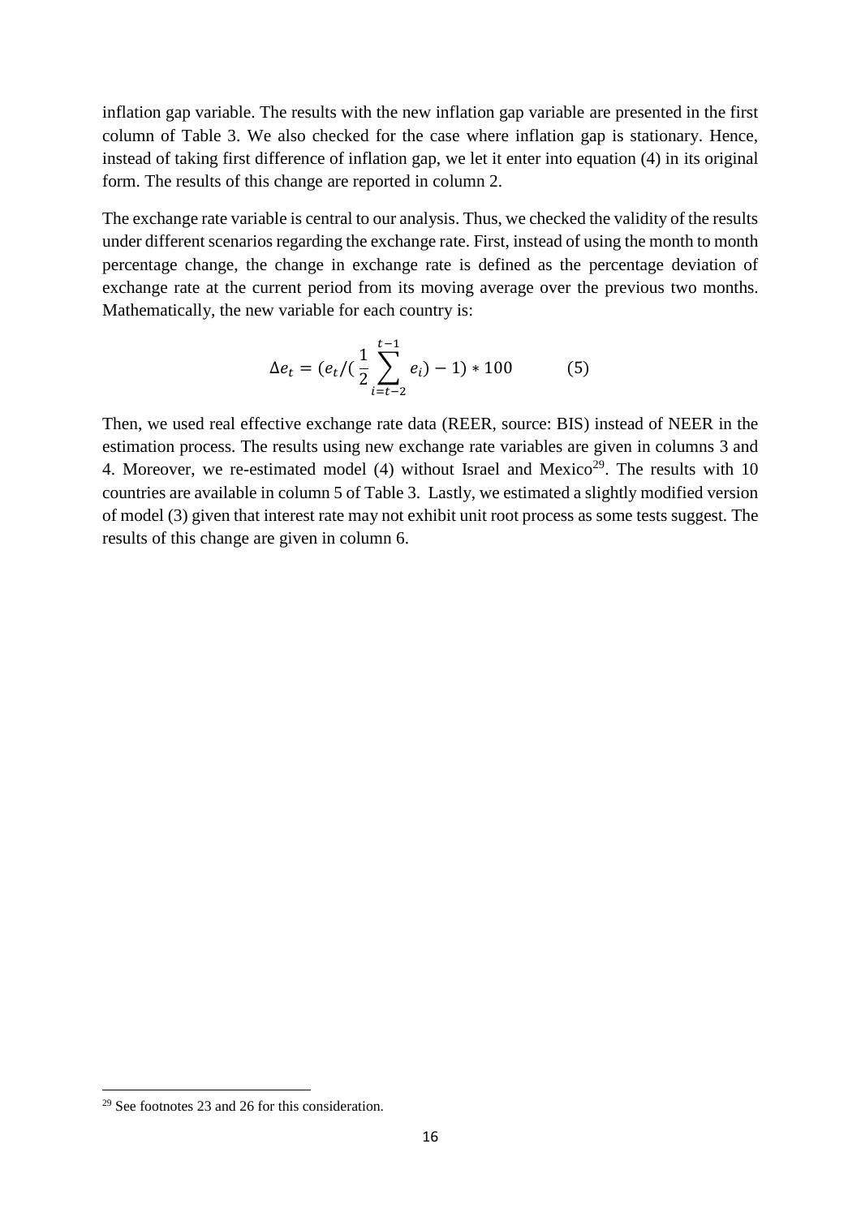inflation gap variable. The results with the new inflation gap variable are presented in the first column of Table 3. We also checked for the case where inflation gap is stationary. Hence, instead of taking first difference of inflation gap, we let it enter into equation (4) in its original form. The results of this change are reported in column 2.

The exchange rate variable is central to our analysis. Thus, we checked the validity of the results under different scenarios regarding the exchange rate. First, instead of using the month to month percentage change, the change in exchange rate is defined as the percentage deviation of exchange rate at the current period from its moving average over the previous two months. Mathematically, the new variable for each country is:

$$\Delta e_t = (e_t/(\frac{1}{2}\sum_{i=t-2}^{t-1} e_i) - 1) * 100 \qquad (5)$$

Then, we used real effective exchange rate data (REER, source: BIS) instead of NEER in the estimation process. The results using new exchange rate variables are given in columns 3 and 4. Moreover, we re-estimated model (4) without Israel and Mexico[29]. The results with 10 countries are available in column 5 of Table 3. Lastly, we estimated a slightly modified version of model (3) given that interest rate may not exhibit unit root process as some tests suggest. The results of this change are given in column 6.

[29] See footnotes 23 and 26 for this consideration.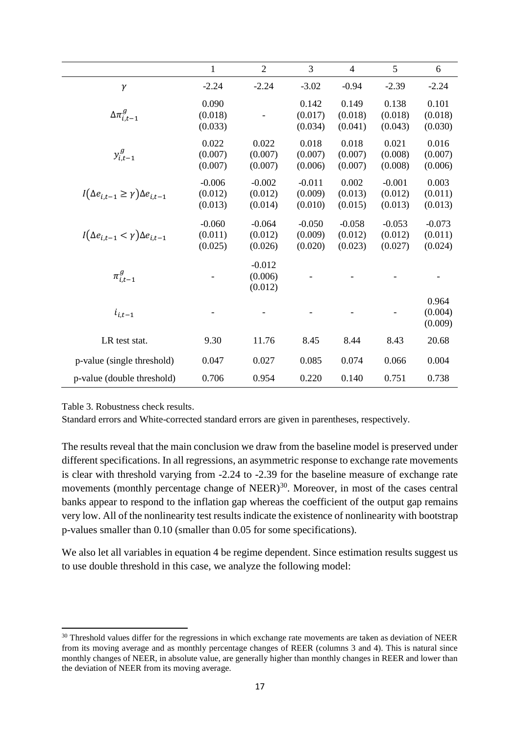| | 1 | 2 | 3 | 4 | 5 | 6 |
|---|---|---|---|---|---|---|
| $\gamma$ | -2.24 | -2.24 | -3.02 | -0.94 | -2.39 | -2.24 |
| $\Delta\pi^{g}_{i,t-1}$ | 0.090<br>(0.018)<br>(0.033) | - | 0.142<br>(0.017)<br>(0.034) | 0.149<br>(0.018)<br>(0.041) | 0.138<br>(0.018)<br>(0.043) | 0.101<br>(0.018)<br>(0.030) |
| $y^{g}_{i,t-1}$ | 0.022<br>(0.007)<br>(0.007) | 0.022<br>(0.007)<br>(0.007) | 0.018<br>(0.007)<br>(0.006) | 0.018<br>(0.007)<br>(0.007) | 0.021<br>(0.008)<br>(0.008) | 0.016<br>(0.007)<br>(0.006) |
| $I(\Delta e_{i,t-1} \geq \gamma)\Delta e_{i,t-1}$ | -0.006<br>(0.012)<br>(0.013) | -0.002<br>(0.012)<br>(0.014) | -0.011<br>(0.009)<br>(0.010) | 0.002<br>(0.013)<br>(0.015) | -0.001<br>(0.012)<br>(0.013) | 0.003<br>(0.011)<br>(0.013) |
| $I(\Delta e_{i,t-1} < \gamma)\Delta e_{i,t-1}$ | -0.060<br>(0.011)<br>(0.025) | -0.064<br>(0.012)<br>(0.026) | -0.050<br>(0.009)<br>(0.020) | -0.058<br>(0.012)<br>(0.023) | -0.053<br>(0.012)<br>(0.027) | -0.073<br>(0.011)<br>(0.024) |
| $\pi^{g}_{i,t-1}$ | - | -0.012<br>(0.006)<br>(0.012) | - | - | - | - |
| $i_{i,t-1}$ | - | - | - | - | - | 0.964<br>(0.004)<br>(0.009) |
| LR test stat. | 9.30 | 11.76 | 8.45 | 8.44 | 8.43 | 20.68 |
| p-value (single threshold) | 0.047 | 0.027 | 0.085 | 0.074 | 0.066 | 0.004 |
| p-value (double threshold) | 0.706 | 0.954 | 0.220 | 0.140 | 0.751 | 0.738 |

Table 3. Robustness check results.

Standard errors and White-corrected standard errors are given in parentheses, respectively.

The results reveal that the main conclusion we draw from the baseline model is preserved under different specifications. In all regressions, an asymmetric response to exchange rate movements is clear with threshold varying from -2.24 to -2.39 for the baseline measure of exchange rate movements (monthly percentage change of NEER)[30]. Moreover, in most of the cases central banks appear to respond to the inflation gap whereas the coefficient of the output gap remains very low. All of the nonlinearity test results indicate the existence of nonlinearity with bootstrap p-values smaller than 0.10 (smaller than 0.05 for some specifications).

We also let all variables in equation 4 be regime dependent. Since estimation results suggest us to use double threshold in this case, we analyze the following model:

[30] Threshold values differ for the regressions in which exchange rate movements are taken as deviation of NEER from its moving average and as monthly percentage changes of REER (columns 3 and 4). This is natural since monthly changes of NEER, in absolute value, are generally higher than monthly changes in REER and lower than the deviation of NEER from its moving average.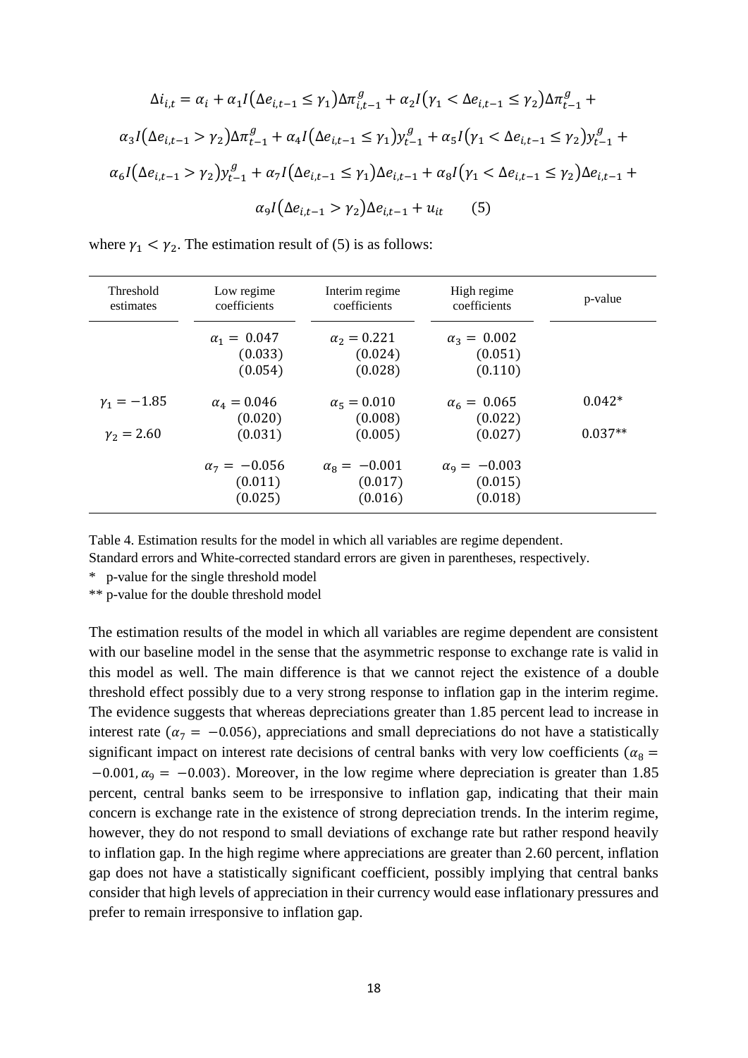$$\Delta i_{i,t} = \alpha_i + \alpha_1 I(\Delta e_{i,t-1} \leq \gamma_1)\Delta\pi^g_{i,t-1} + \alpha_2 I(\gamma_1 < \Delta e_{i,t-1} \leq \gamma_2)\Delta\pi^g_{t-1} +$$

$$\alpha_3 I(\Delta e_{i,t-1} > \gamma_2)\Delta\pi^g_{t-1} + \alpha_4 I(\Delta e_{i,t-1} \leq \gamma_1)y^g_{t-1} + \alpha_5 I(\gamma_1 < \Delta e_{i,t-1} \leq \gamma_2)y^g_{t-1} +$$

$$\alpha_6 I(\Delta e_{i,t-1} > \gamma_2)y^g_{t-1} + \alpha_7 I(\Delta e_{i,t-1} \leq \gamma_1)\Delta e_{i,t-1} + \alpha_8 I(\gamma_1 < \Delta e_{i,t-1} \leq \gamma_2)\Delta e_{i,t-1} +$$

$$\alpha_9 I(\Delta e_{i,t-1} > \gamma_2)\Delta e_{i,t-1} + u_{it} \qquad (5)$$

where $\gamma_1 < \gamma_2$. The estimation result of (5) is as follows:

| Threshold estimates | Low regime coefficients | Interim regime coefficients | High regime coefficients | p-value |
|---|---|---|---|---|
| | $\alpha_1 = 0.047$ (0.033) (0.054) | $\alpha_2 = 0.221$ (0.024) (0.028) | $\alpha_3 = 0.002$ (0.051) (0.110) | |
| $\gamma_1 = -1.85$ | $\alpha_4 = 0.046$ (0.020) | $\alpha_5 = 0.010$ (0.008) | $\alpha_6 = 0.065$ (0.022) | 0.042* |
| $\gamma_2 = 2.60$ | (0.031) | (0.005) | (0.027) | 0.037** |
| | $\alpha_7 = -0.056$ (0.011) (0.025) | $\alpha_8 = -0.001$ (0.017) (0.016) | $\alpha_9 = -0.003$ (0.015) (0.018) | |

Table 4. Estimation results for the model in which all variables are regime dependent.
Standard errors and White-corrected standard errors are given in parentheses, respectively.

\* p-value for the single threshold model

\** p-value for the double threshold model

The estimation results of the model in which all variables are regime dependent are consistent with our baseline model in the sense that the asymmetric response to exchange rate is valid in this model as well. The main difference is that we cannot reject the existence of a double threshold effect possibly due to a very strong response to inflation gap in the interim regime. The evidence suggests that whereas depreciations greater than 1.85 percent lead to increase in interest rate ($\alpha_7 = -0.056$), appreciations and small depreciations do not have a statistically significant impact on interest rate decisions of central banks with very low coefficients ($\alpha_8 = -0.001, \alpha_9 = -0.003$). Moreover, in the low regime where depreciation is greater than 1.85 percent, central banks seem to be irresponsive to inflation gap, indicating that their main concern is exchange rate in the existence of strong depreciation trends. In the interim regime, however, they do not respond to small deviations of exchange rate but rather respond heavily to inflation gap. In the high regime where appreciations are greater than 2.60 percent, inflation gap does not have a statistically significant coefficient, possibly implying that central banks consider that high levels of appreciation in their currency would ease inflationary pressures and prefer to remain irresponsive to inflation gap.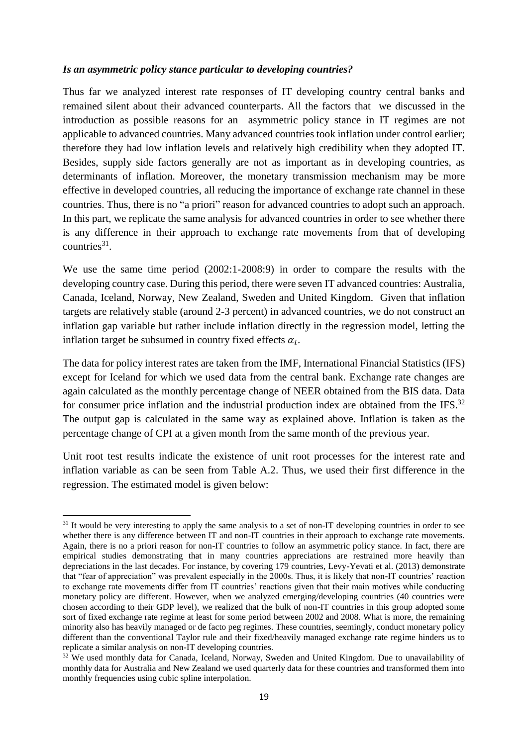***Is an asymmetric policy stance particular to developing countries?***

Thus far we analyzed interest rate responses of IT developing country central banks and remained silent about their advanced counterparts. All the factors that we discussed in the introduction as possible reasons for an asymmetric policy stance in IT regimes are not applicable to advanced countries. Many advanced countries took inflation under control earlier; therefore they had low inflation levels and relatively high credibility when they adopted IT. Besides, supply side factors generally are not as important as in developing countries, as determinants of inflation. Moreover, the monetary transmission mechanism may be more effective in developed countries, all reducing the importance of exchange rate channel in these countries. Thus, there is no "a priori" reason for advanced countries to adopt such an approach. In this part, we replicate the same analysis for advanced countries in order to see whether there is any difference in their approach to exchange rate movements from that of developing countries[31].

We use the same time period (2002:1-2008:9) in order to compare the results with the developing country case. During this period, there were seven IT advanced countries: Australia, Canada, Iceland, Norway, New Zealand, Sweden and United Kingdom. Given that inflation targets are relatively stable (around 2-3 percent) in advanced countries, we do not construct an inflation gap variable but rather include inflation directly in the regression model, letting the inflation target be subsumed in country fixed effects $\alpha_i$.

The data for policy interest rates are taken from the IMF, International Financial Statistics (IFS) except for Iceland for which we used data from the central bank. Exchange rate changes are again calculated as the monthly percentage change of NEER obtained from the BIS data. Data for consumer price inflation and the industrial production index are obtained from the IFS.[32] The output gap is calculated in the same way as explained above. Inflation is taken as the percentage change of CPI at a given month from the same month of the previous year.

Unit root test results indicate the existence of unit root processes for the interest rate and inflation variable as can be seen from Table A.2. Thus, we used their first difference in the regression. The estimated model is given below:

---

[31] It would be very interesting to apply the same analysis to a set of non-IT developing countries in order to see whether there is any difference between IT and non-IT countries in their approach to exchange rate movements. Again, there is no a priori reason for non-IT countries to follow an asymmetric policy stance. In fact, there are empirical studies demonstrating that in many countries appreciations are restrained more heavily than depreciations in the last decades. For instance, by covering 179 countries, Levy-Yevati et al. (2013) demonstrate that "fear of appreciation" was prevalent especially in the 2000s. Thus, it is likely that non-IT countries' reaction to exchange rate movements differ from IT countries' reactions given that their main motives while conducting monetary policy are different. However, when we analyzed emerging/developing countries (40 countries were chosen according to their GDP level), we realized that the bulk of non-IT countries in this group adopted some sort of fixed exchange rate regime at least for some period between 2002 and 2008. What is more, the remaining minority also has heavily managed or de facto peg regimes. These countries, seemingly, conduct monetary policy different than the conventional Taylor rule and their fixed/heavily managed exchange rate regime hinders us to replicate a similar analysis on non-IT developing countries.

[32] We used monthly data for Canada, Iceland, Norway, Sweden and United Kingdom. Due to unavailability of monthly data for Australia and New Zealand we used quarterly data for these countries and transformed them into monthly frequencies using cubic spline interpolation.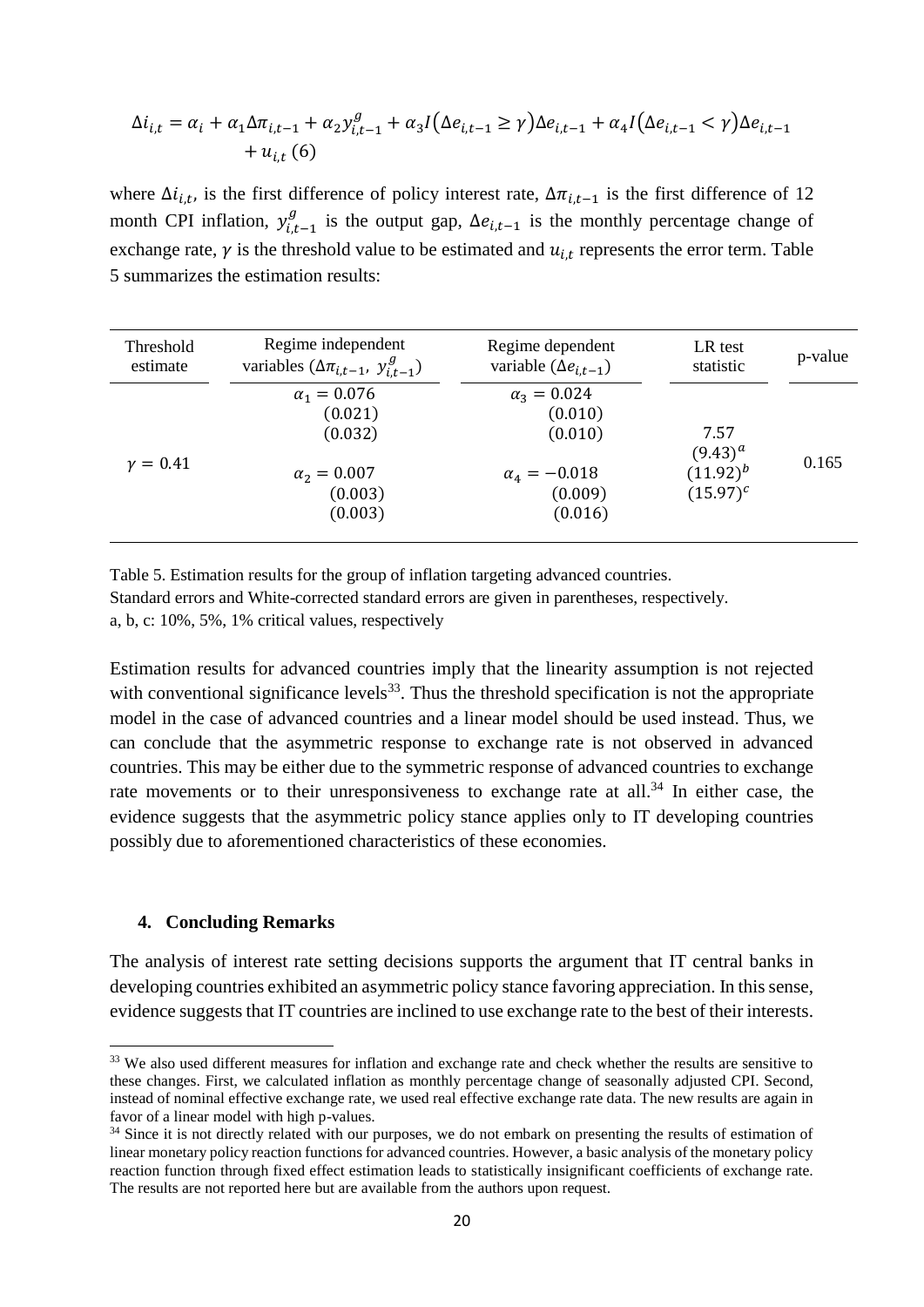$$\Delta i_{i,t} = \alpha_i + \alpha_1 \Delta \pi_{i,t-1} + \alpha_2 y_{i,t-1}^{g} + \alpha_3 I(\Delta e_{i,t-1} \geq \gamma) \Delta e_{i,t-1} + \alpha_4 I(\Delta e_{i,t-1} < \gamma) \Delta e_{i,t-1} + u_{i,t} \quad (6)$$

where $\Delta i_{i,t}$, is the first difference of policy interest rate, $\Delta \pi_{i,t-1}$ is the first difference of 12 month CPI inflation, $y_{i,t-1}^{g}$ is the output gap, $\Delta e_{i,t-1}$ is the monthly percentage change of exchange rate, $\gamma$ is the threshold value to be estimated and $u_{i,t}$ represents the error term. Table 5 summarizes the estimation results:

| Threshold estimate | Regime independent variables ($\Delta \pi_{i,t-1}$, $y_{i,t-1}^{g}$) | Regime dependent variable ($\Delta e_{i,t-1}$) | LR test statistic | p-value |
|---|---|---|---|---|
| $\gamma = 0.41$ | $\alpha_1 = 0.076$ (0.021) (0.032) | $\alpha_3 = 0.024$ (0.010) (0.010) | 7.57 $(9.43)^a$ $(11.92)^b$ $(15.97)^c$ | 0.165 |
| | $\alpha_2 = 0.007$ (0.003) (0.003) | $\alpha_4 = -0.018$ (0.009) (0.016) | | |

Table 5. Estimation results for the group of inflation targeting advanced countries.
Standard errors and White-corrected standard errors are given in parentheses, respectively.
a, b, c: 10%, 5%, 1% critical values, respectively

Estimation results for advanced countries imply that the linearity assumption is not rejected with conventional significance levels[33]. Thus the threshold specification is not the appropriate model in the case of advanced countries and a linear model should be used instead. Thus, we can conclude that the asymmetric response to exchange rate is not observed in advanced countries. This may be either due to the symmetric response of advanced countries to exchange rate movements or to their unresponsiveness to exchange rate at all.[34] In either case, the evidence suggests that the asymmetric policy stance applies only to IT developing countries possibly due to aforementioned characteristics of these economies.

## 4. Concluding Remarks

The analysis of interest rate setting decisions supports the argument that IT central banks in developing countries exhibited an asymmetric policy stance favoring appreciation. In this sense, evidence suggests that IT countries are inclined to use exchange rate to the best of their interests.

[33] We also used different measures for inflation and exchange rate and check whether the results are sensitive to these changes. First, we calculated inflation as monthly percentage change of seasonally adjusted CPI. Second, instead of nominal effective exchange rate, we used real effective exchange rate data. The new results are again in favor of a linear model with high p-values.

[34] Since it is not directly related with our purposes, we do not embark on presenting the results of estimation of linear monetary policy reaction functions for advanced countries. However, a basic analysis of the monetary policy reaction function through fixed effect estimation leads to statistically insignificant coefficients of exchange rate. The results are not reported here but are available from the authors upon request.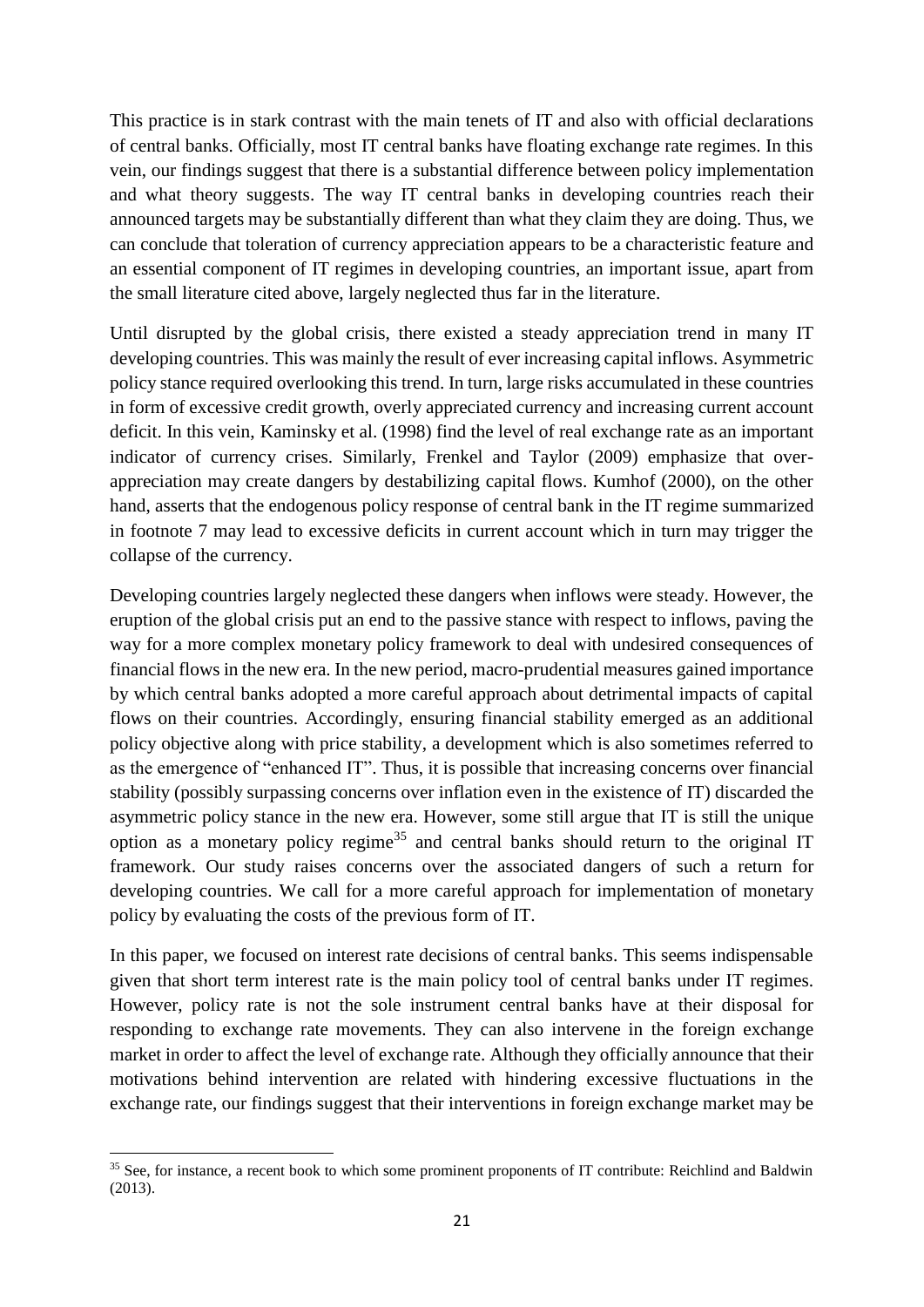This practice is in stark contrast with the main tenets of IT and also with official declarations of central banks. Officially, most IT central banks have floating exchange rate regimes. In this vein, our findings suggest that there is a substantial difference between policy implementation and what theory suggests. The way IT central banks in developing countries reach their announced targets may be substantially different than what they claim they are doing. Thus, we can conclude that toleration of currency appreciation appears to be a characteristic feature and an essential component of IT regimes in developing countries, an important issue, apart from the small literature cited above, largely neglected thus far in the literature.

Until disrupted by the global crisis, there existed a steady appreciation trend in many IT developing countries. This was mainly the result of ever increasing capital inflows. Asymmetric policy stance required overlooking this trend. In turn, large risks accumulated in these countries in form of excessive credit growth, overly appreciated currency and increasing current account deficit. In this vein, Kaminsky et al. (1998) find the level of real exchange rate as an important indicator of currency crises. Similarly, Frenkel and Taylor (2009) emphasize that over-appreciation may create dangers by destabilizing capital flows. Kumhof (2000), on the other hand, asserts that the endogenous policy response of central bank in the IT regime summarized in footnote 7 may lead to excessive deficits in current account which in turn may trigger the collapse of the currency.

Developing countries largely neglected these dangers when inflows were steady. However, the eruption of the global crisis put an end to the passive stance with respect to inflows, paving the way for a more complex monetary policy framework to deal with undesired consequences of financial flows in the new era. In the new period, macro-prudential measures gained importance by which central banks adopted a more careful approach about detrimental impacts of capital flows on their countries. Accordingly, ensuring financial stability emerged as an additional policy objective along with price stability, a development which is also sometimes referred to as the emergence of "enhanced IT". Thus, it is possible that increasing concerns over financial stability (possibly surpassing concerns over inflation even in the existence of IT) discarded the asymmetric policy stance in the new era. However, some still argue that IT is still the unique option as a monetary policy regime[35] and central banks should return to the original IT framework. Our study raises concerns over the associated dangers of such a return for developing countries. We call for a more careful approach for implementation of monetary policy by evaluating the costs of the previous form of IT.

In this paper, we focused on interest rate decisions of central banks. This seems indispensable given that short term interest rate is the main policy tool of central banks under IT regimes. However, policy rate is not the sole instrument central banks have at their disposal for responding to exchange rate movements. They can also intervene in the foreign exchange market in order to affect the level of exchange rate. Although they officially announce that their motivations behind intervention are related with hindering excessive fluctuations in the exchange rate, our findings suggest that their interventions in foreign exchange market may be

[35] See, for instance, a recent book to which some prominent proponents of IT contribute: Reichlind and Baldwin (2013).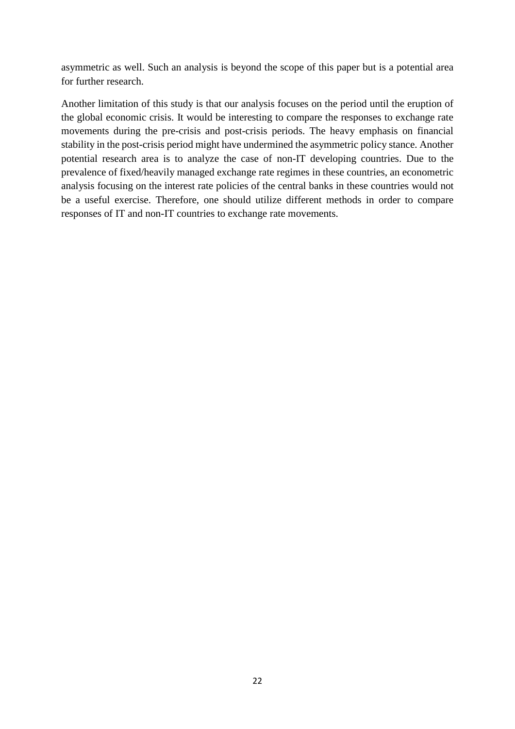asymmetric as well. Such an analysis is beyond the scope of this paper but is a potential area for further research.

Another limitation of this study is that our analysis focuses on the period until the eruption of the global economic crisis. It would be interesting to compare the responses to exchange rate movements during the pre-crisis and post-crisis periods. The heavy emphasis on financial stability in the post-crisis period might have undermined the asymmetric policy stance. Another potential research area is to analyze the case of non-IT developing countries. Due to the prevalence of fixed/heavily managed exchange rate regimes in these countries, an econometric analysis focusing on the interest rate policies of the central banks in these countries would not be a useful exercise. Therefore, one should utilize different methods in order to compare responses of IT and non-IT countries to exchange rate movements.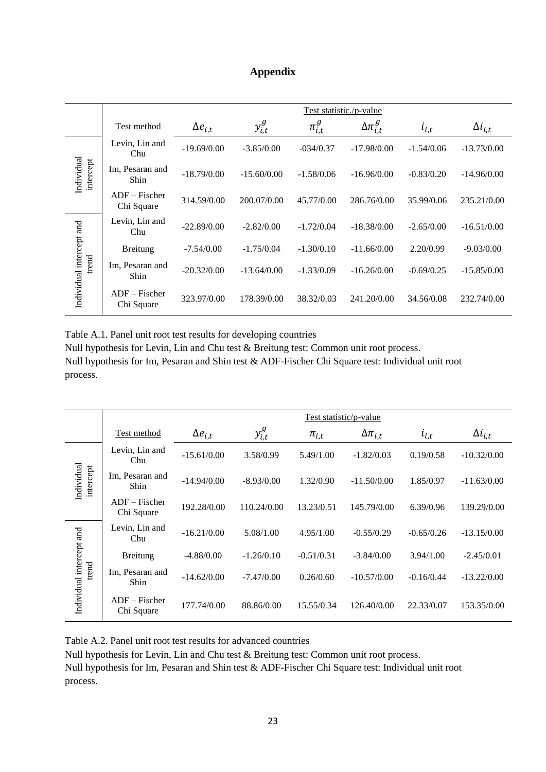# Appendix

| | Test method | Test statistic./p-value | | | | | |
|---|---|---|---|---|---|---|---|
| | | $\Delta e_{i,t}$ | $y_{i,t}^{g}$ | $\pi_{i,t}^{g}$ | $\Delta \pi_{i,t}^{g}$ | $i_{i,t}$ | $\Delta i_{i,t}$ |
| Individual intercept | Levin, Lin and Chu | -19.69/0.00 | -3.85/0.00 | -034/0.37 | -17.98/0.00 | -1.54/0.06 | -13.73/0.00 |
| | Im, Pesaran and Shin | -18.79/0.00 | -15.60/0.00 | -1.58/0.06 | -16.96/0.00 | -0.83/0.20 | -14.96/0.00 |
| | ADF – Fischer Chi Square | 314.59/0.00 | 200.07/0.00 | 45.77/0.00 | 286.76/0.00 | 35.99/0.06 | 235.21/0.00 |
| Individual intercept and trend | Levin, Lin and Chu | -22.89/0.00 | -2.82/0.00 | -1.72/0.04 | -18.38/0.00 | -2.65/0.00 | -16.51/0.00 |
| | Breitung | -7.54/0.00 | -1.75/0.04 | -1.30/0.10 | -11.66/0.00 | 2.20/0.99 | -9.03/0.00 |
| | Im, Pesaran and Shin | -20.32/0.00 | -13.64/0.00 | -1.33/0.09 | -16.26/0.00 | -0.69/0.25 | -15.85/0.00 |
| | ADF – Fischer Chi Square | 323.97/0.00 | 178.39/0.00 | 38.32/0.03 | 241.20/0.00 | 34.56/0.08 | 232.74/0.00 |

Table A.1. Panel unit root test results for developing countries
Null hypothesis for Levin, Lin and Chu test & Breitung test: Common unit root process.
Null hypothesis for Im, Pesaran and Shin test & ADF-Fischer Chi Square test: Individual unit root process.

| | Test method | Test statistic/p-value | | | | | |
|---|---|---|---|---|---|---|---|
| | | $\Delta e_{i,t}$ | $y_{i,t}^{g}$ | $\pi_{i,t}$ | $\Delta \pi_{i,t}$ | $i_{i,t}$ | $\Delta i_{i,t}$ |
| Individual intercept | Levin, Lin and Chu | -15.61/0.00 | 3.58/0.99 | 5.49/1.00 | -1.82/0.03 | 0.19/0.58 | -10.32/0.00 |
| | Im, Pesaran and Shin | -14.94/0.00 | -8.93/0.00 | 1.32/0.90 | -11.50/0.00 | 1.85/0.97 | -11.63/0.00 |
| | ADF – Fischer Chi Square | 192.28/0.00 | 110.24/0.00 | 13.23/0.51 | 145.79/0.00 | 6.39/0.96 | 139.29/0.00 |
| Individual intercept and trend | Levin, Lin and Chu | -16.21/0.00 | 5.08/1.00 | 4.95/1.00 | -0.55/0.29 | -0.65/0.26 | -13.15/0.00 |
| | Breitung | -4.88/0.00 | -1.26/0.10 | -0.51/0.31 | -3.84/0.00 | 3.94/1.00 | -2.45/0.01 |
| | Im, Pesaran and Shin | -14.62/0.00 | -7.47/0.00 | 0.26/0.60 | -10.57/0.00 | -0.16/0.44 | -13.22/0.00 |
| | ADF – Fischer Chi Square | 177.74/0.00 | 88.86/0.00 | 15.55/0.34 | 126.40/0.00 | 22.33/0.07 | 153.35/0.00 |

Table A.2. Panel unit root test results for advanced countries
Null hypothesis for Levin, Lin and Chu test & Breitung test: Common unit root process.
Null hypothesis for Im, Pesaran and Shin test & ADF-Fischer Chi Square test: Individual unit root process.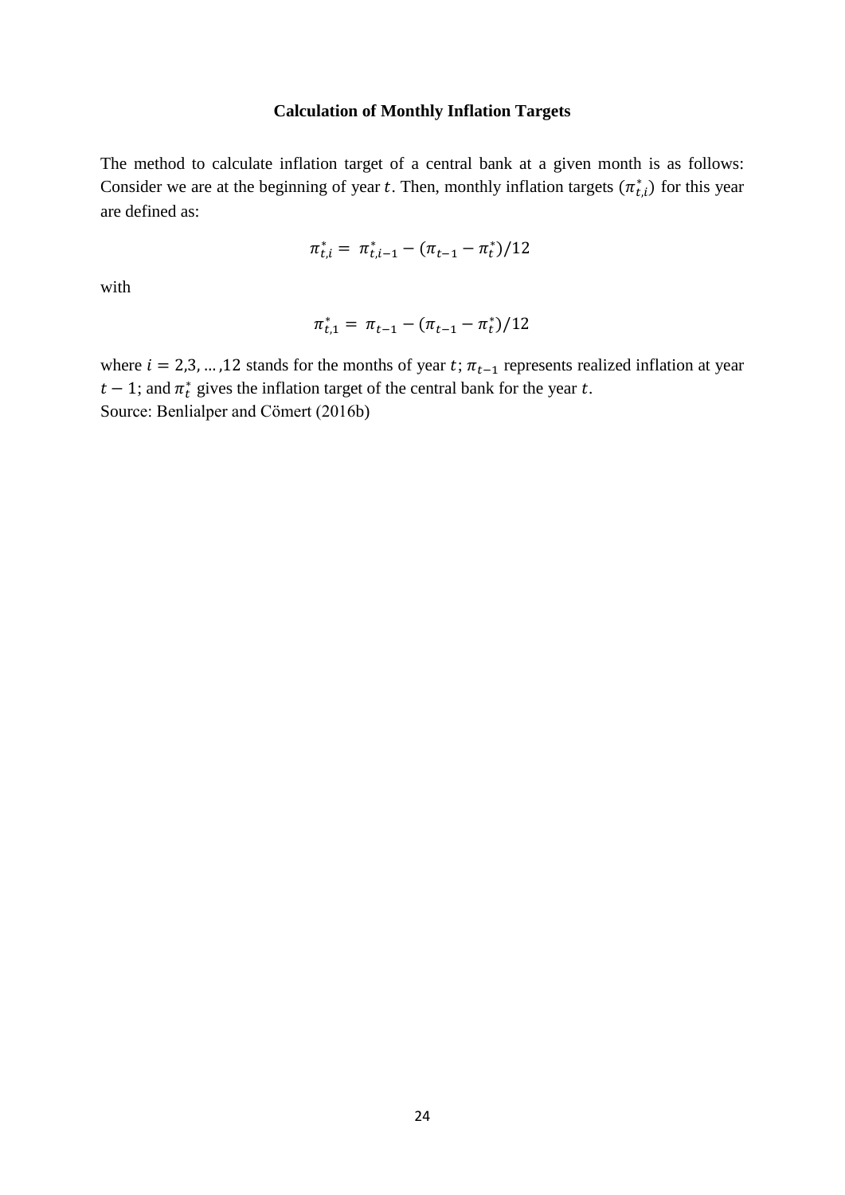**Calculation of Monthly Inflation Targets**

The method to calculate inflation target of a central bank at a given month is as follows: Consider we are at the beginning of year $t$. Then, monthly inflation targets ($\pi^*_{t,i}$) for this year are defined as:

$$\pi^*_{t,i} = \pi^*_{t,i-1} - (\pi_{t-1} - \pi^*_t)/12$$

with

$$\pi^*_{t,1} = \pi_{t-1} - (\pi_{t-1} - \pi^*_t)/12$$

where $i = 2,3, \ldots ,12$ stands for the months of year $t$; $\pi_{t-1}$ represents realized inflation at year $t - 1$; and $\pi^*_t$ gives the inflation target of the central bank for the year $t$.
Source: Benlialper and Cömert (2016b)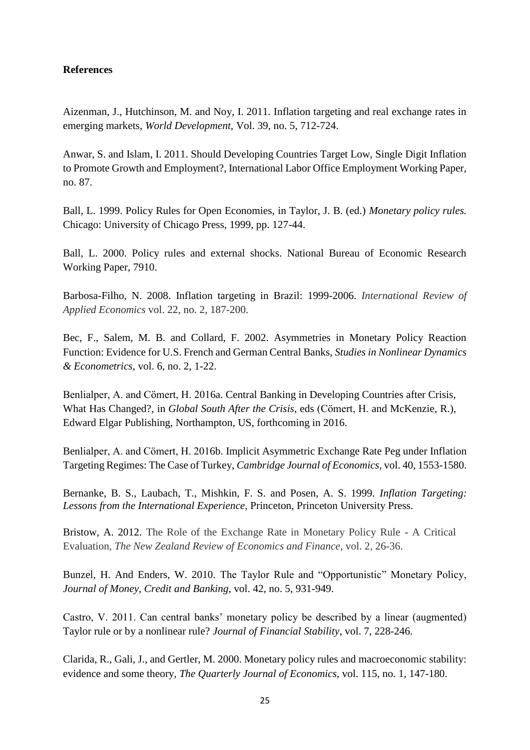**References**

Aizenman, J., Hutchinson, M. and Noy, I. 2011. Inflation targeting and real exchange rates in emerging markets, *World Development*, Vol. 39, no. 5, 712-724.

Anwar, S. and Islam, I. 2011. Should Developing Countries Target Low, Single Digit Inflation to Promote Growth and Employment?, International Labor Office Employment Working Paper, no. 87.

Ball, L. 1999. Policy Rules for Open Economies, in Taylor, J. B. (ed.) *Monetary policy rules.* Chicago: University of Chicago Press, 1999, pp. 127-44.

Ball, L. 2000. Policy rules and external shocks. National Bureau of Economic Research Working Paper, 7910.

Barbosa-Filho, N. 2008. Inflation targeting in Brazil: 1999-2006. *International Review of Applied Economics* vol. 22, no. 2, 187-200.

Bec, F., Salem, M. B. and Collard, F. 2002. Asymmetries in Monetary Policy Reaction Function: Evidence for U.S. French and German Central Banks, *Studies in Nonlinear Dynamics & Econometrics*, vol. 6, no. 2, 1-22.

Benlialper, A. and Cömert, H. 2016a. Central Banking in Developing Countries after Crisis, What Has Changed?, in *Global South After the Crisis*, eds (Cömert, H. and McKenzie, R.), Edward Elgar Publishing, Northampton, US, forthcoming in 2016.

Benlialper, A. and Cömert, H. 2016b. Implicit Asymmetric Exchange Rate Peg under Inflation Targeting Regimes: The Case of Turkey, *Cambridge Journal of Economics*, vol. 40, 1553-1580.

Bernanke, B. S., Laubach, T., Mishkin, F. S. and Posen, A. S. 1999. *Inflation Targeting: Lessons from the International Experience,* Princeton, Princeton University Press.

Bristow, A. 2012. The Role of the Exchange Rate in Monetary Policy Rule - A Critical Evaluation, *The New Zealand Review of Economics and Finance*, vol. 2, 26-36.

Bunzel, H. And Enders, W. 2010. The Taylor Rule and "Opportunistic" Monetary Policy, *Journal of Money, Credit and Banking*, vol. 42, no. 5, 931-949.

Castro, V. 2011. Can central banks' monetary policy be described by a linear (augmented) Taylor rule or by a nonlinear rule? *Journal of Financial Stability*, vol. 7, 228-246.

Clarida, R., Gali, J., and Gertler, M. 2000. Monetary policy rules and macroeconomic stability: evidence and some theory, *The Quarterly Journal of Economics*, vol. 115, no. 1, 147-180.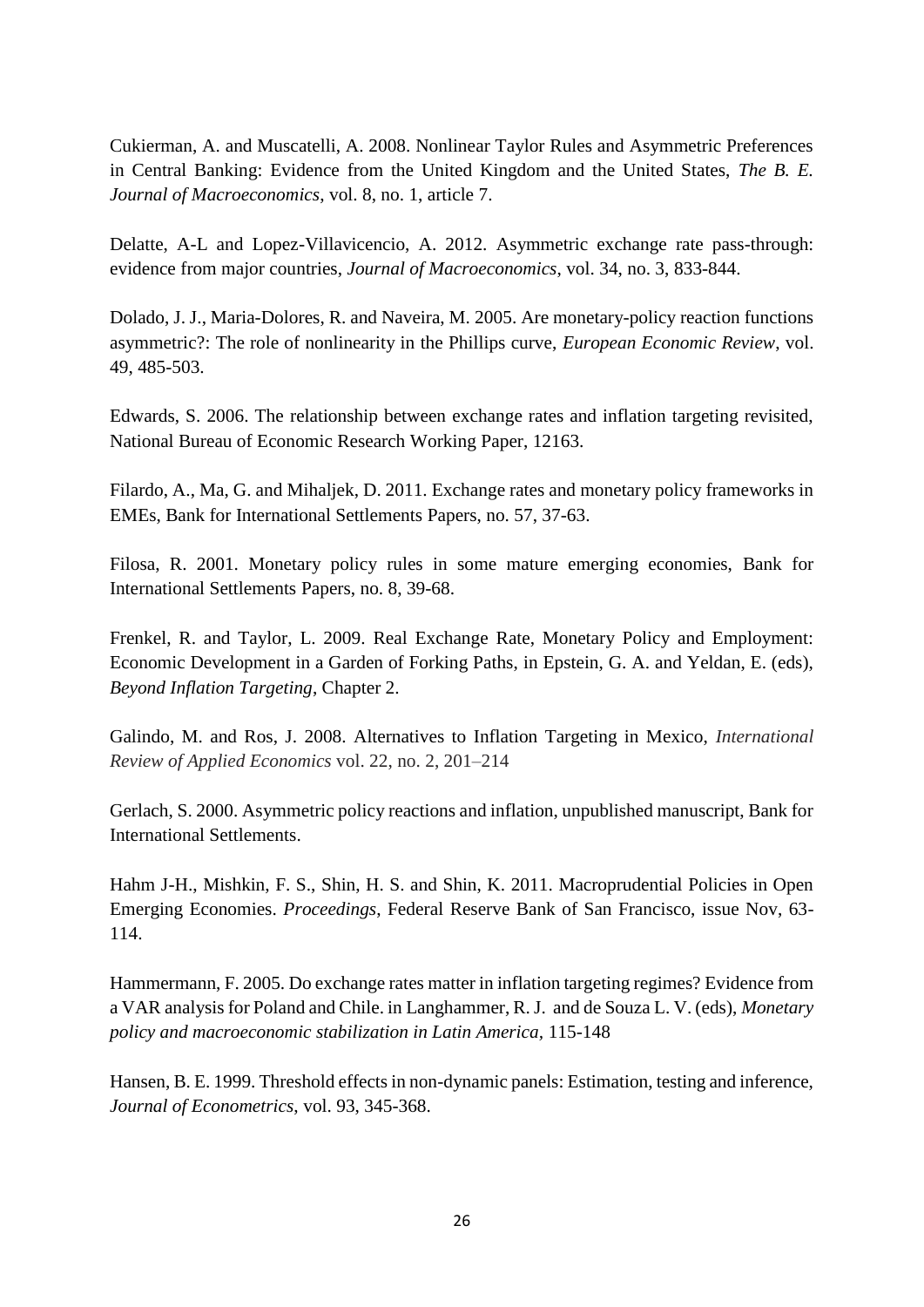Cukierman, A. and Muscatelli, A. 2008. Nonlinear Taylor Rules and Asymmetric Preferences in Central Banking: Evidence from the United Kingdom and the United States, *The B. E. Journal of Macroeconomics*, vol. 8, no. 1, article 7.

Delatte, A-L and Lopez-Villavicencio, A. 2012. Asymmetric exchange rate pass-through: evidence from major countries, *Journal of Macroeconomics*, vol. 34, no. 3, 833-844.

Dolado, J. J., Maria-Dolores, R. and Naveira, M. 2005. Are monetary-policy reaction functions asymmetric?: The role of nonlinearity in the Phillips curve, *European Economic Review*, vol. 49, 485-503.

Edwards, S. 2006. The relationship between exchange rates and inflation targeting revisited, National Bureau of Economic Research Working Paper, 12163.

Filardo, A., Ma, G. and Mihaljek, D. 2011. Exchange rates and monetary policy frameworks in EMEs, Bank for International Settlements Papers, no. 57, 37-63.

Filosa, R. 2001. Monetary policy rules in some mature emerging economies, Bank for International Settlements Papers, no. 8, 39-68.

Frenkel, R. and Taylor, L. 2009. Real Exchange Rate, Monetary Policy and Employment: Economic Development in a Garden of Forking Paths, in Epstein, G. A. and Yeldan, E. (eds), *Beyond Inflation Targeting*, Chapter 2.

Galindo, M. and Ros, J. 2008. Alternatives to Inflation Targeting in Mexico, *International Review of Applied Economics* vol. 22, no. 2, 201–214

Gerlach, S. 2000. Asymmetric policy reactions and inflation, unpublished manuscript, Bank for International Settlements.

Hahm J-H., Mishkin, F. S., Shin, H. S. and Shin, K. 2011. Macroprudential Policies in Open Emerging Economies. *Proceedings*, Federal Reserve Bank of San Francisco, issue Nov, 63-114.

Hammermann, F. 2005. Do exchange rates matter in inflation targeting regimes? Evidence from a VAR analysis for Poland and Chile. in Langhammer, R. J. and de Souza L. V. (eds), *Monetary policy and macroeconomic stabilization in Latin America*, 115-148

Hansen, B. E. 1999. Threshold effects in non-dynamic panels: Estimation, testing and inference, *Journal of Econometrics*, vol. 93, 345-368.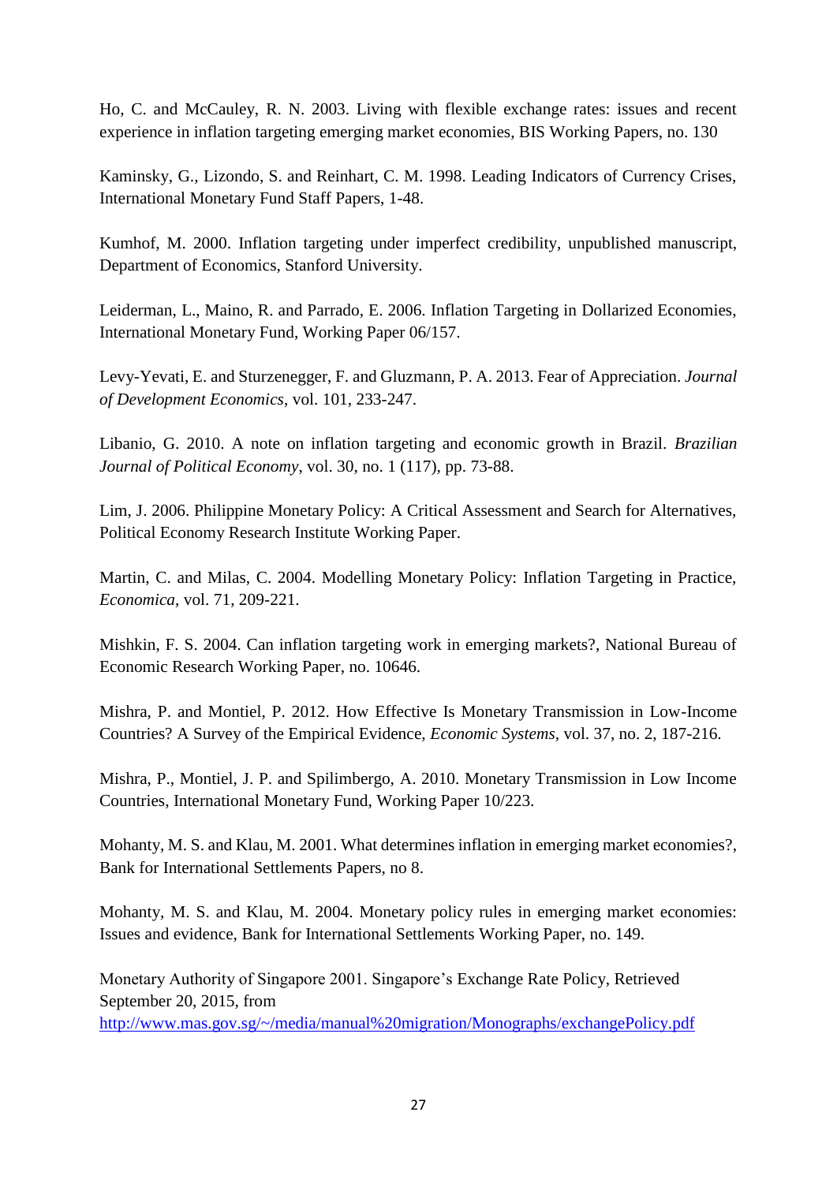Ho, C. and McCauley, R. N. 2003. Living with flexible exchange rates: issues and recent experience in inflation targeting emerging market economies, BIS Working Papers, no. 130

Kaminsky, G., Lizondo, S. and Reinhart, C. M. 1998. Leading Indicators of Currency Crises, International Monetary Fund Staff Papers, 1-48.

Kumhof, M. 2000. Inflation targeting under imperfect credibility, unpublished manuscript, Department of Economics, Stanford University.

Leiderman, L., Maino, R. and Parrado, E. 2006. Inflation Targeting in Dollarized Economies, International Monetary Fund, Working Paper 06/157.

Levy-Yevati, E. and Sturzenegger, F. and Gluzmann, P. A. 2013. Fear of Appreciation. *Journal of Development Economics*, vol. 101, 233-247.

Libanio, G. 2010. A note on inflation targeting and economic growth in Brazil. *Brazilian Journal of Political Economy*, vol. 30, no. 1 (117), pp. 73-88.

Lim, J. 2006. Philippine Monetary Policy: A Critical Assessment and Search for Alternatives, Political Economy Research Institute Working Paper.

Martin, C. and Milas, C. 2004. Modelling Monetary Policy: Inflation Targeting in Practice, *Economica*, vol. 71, 209-221.

Mishkin, F. S. 2004. Can inflation targeting work in emerging markets?, National Bureau of Economic Research Working Paper, no. 10646.

Mishra, P. and Montiel, P. 2012. How Effective Is Monetary Transmission in Low-Income Countries? A Survey of the Empirical Evidence, *Economic Systems*, vol. 37, no. 2, 187-216.

Mishra, P., Montiel, J. P. and Spilimbergo, A. 2010. Monetary Transmission in Low Income Countries, International Monetary Fund, Working Paper 10/223.

Mohanty, M. S. and Klau, M. 2001. What determines inflation in emerging market economies?, Bank for International Settlements Papers, no 8.

Mohanty, M. S. and Klau, M. 2004. Monetary policy rules in emerging market economies: Issues and evidence, Bank for International Settlements Working Paper, no. 149.

Monetary Authority of Singapore 2001. Singapore's Exchange Rate Policy, Retrieved September 20, 2015, from http://www.mas.gov.sg/~/media/manual%20migration/Monographs/exchangePolicy.pdf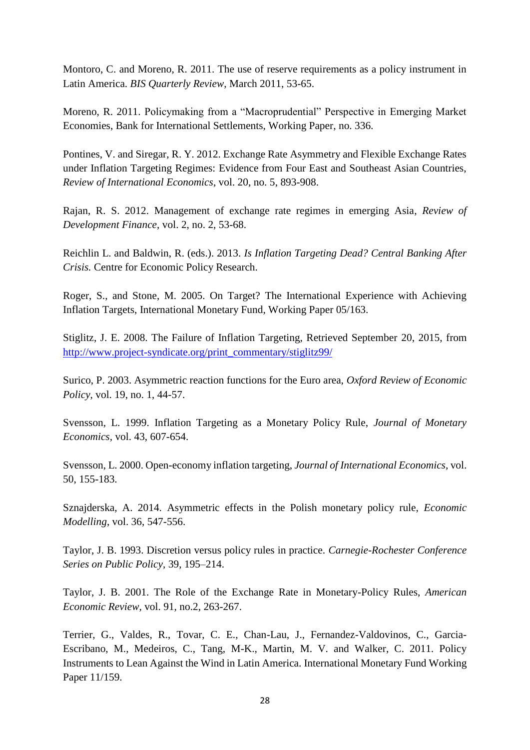Montoro, C. and Moreno, R. 2011. The use of reserve requirements as a policy instrument in Latin America. *BIS Quarterly Review*, March 2011, 53-65.

Moreno, R. 2011. Policymaking from a "Macroprudential" Perspective in Emerging Market Economies, Bank for International Settlements, Working Paper, no. 336.

Pontines, V. and Siregar, R. Y. 2012. Exchange Rate Asymmetry and Flexible Exchange Rates under Inflation Targeting Regimes: Evidence from Four East and Southeast Asian Countries, *Review of International Economics*, vol. 20, no. 5, 893-908.

Rajan, R. S. 2012. Management of exchange rate regimes in emerging Asia, *Review of Development Finance*, vol. 2, no. 2, 53-68.

Reichlin L. and Baldwin, R. (eds.). 2013. *Is Inflation Targeting Dead? Central Banking After Crisis.* Centre for Economic Policy Research.

Roger, S., and Stone, M. 2005. On Target? The International Experience with Achieving Inflation Targets, International Monetary Fund, Working Paper 05/163.

Stiglitz, J. E. 2008. The Failure of Inflation Targeting, Retrieved September 20, 2015, from http://www.project-syndicate.org/print_commentary/stiglitz99/

Surico, P. 2003. Asymmetric reaction functions for the Euro area, *Oxford Review of Economic Policy*, vol. 19, no. 1, 44-57.

Svensson, L. 1999. Inflation Targeting as a Monetary Policy Rule, *Journal of Monetary Economics*, vol. 43, 607-654.

Svensson, L. 2000. Open-economy inflation targeting, *Journal of International Economics*, vol. 50, 155-183.

Sznajderska, A. 2014. Asymmetric effects in the Polish monetary policy rule, *Economic Modelling*, vol. 36, 547-556.

Taylor, J. B. 1993. Discretion versus policy rules in practice. *Carnegie-Rochester Conference Series on Public Policy*, 39, 195–214.

Taylor, J. B. 2001. The Role of the Exchange Rate in Monetary-Policy Rules, *American Economic Review*, vol. 91, no.2, 263-267.

Terrier, G., Valdes, R., Tovar, C. E., Chan-Lau, J., Fernandez-Valdovinos, C., Garcia-Escribano, M., Medeiros, C., Tang, M-K., Martin, M. V. and Walker, C. 2011. Policy Instruments to Lean Against the Wind in Latin America. International Monetary Fund Working Paper 11/159.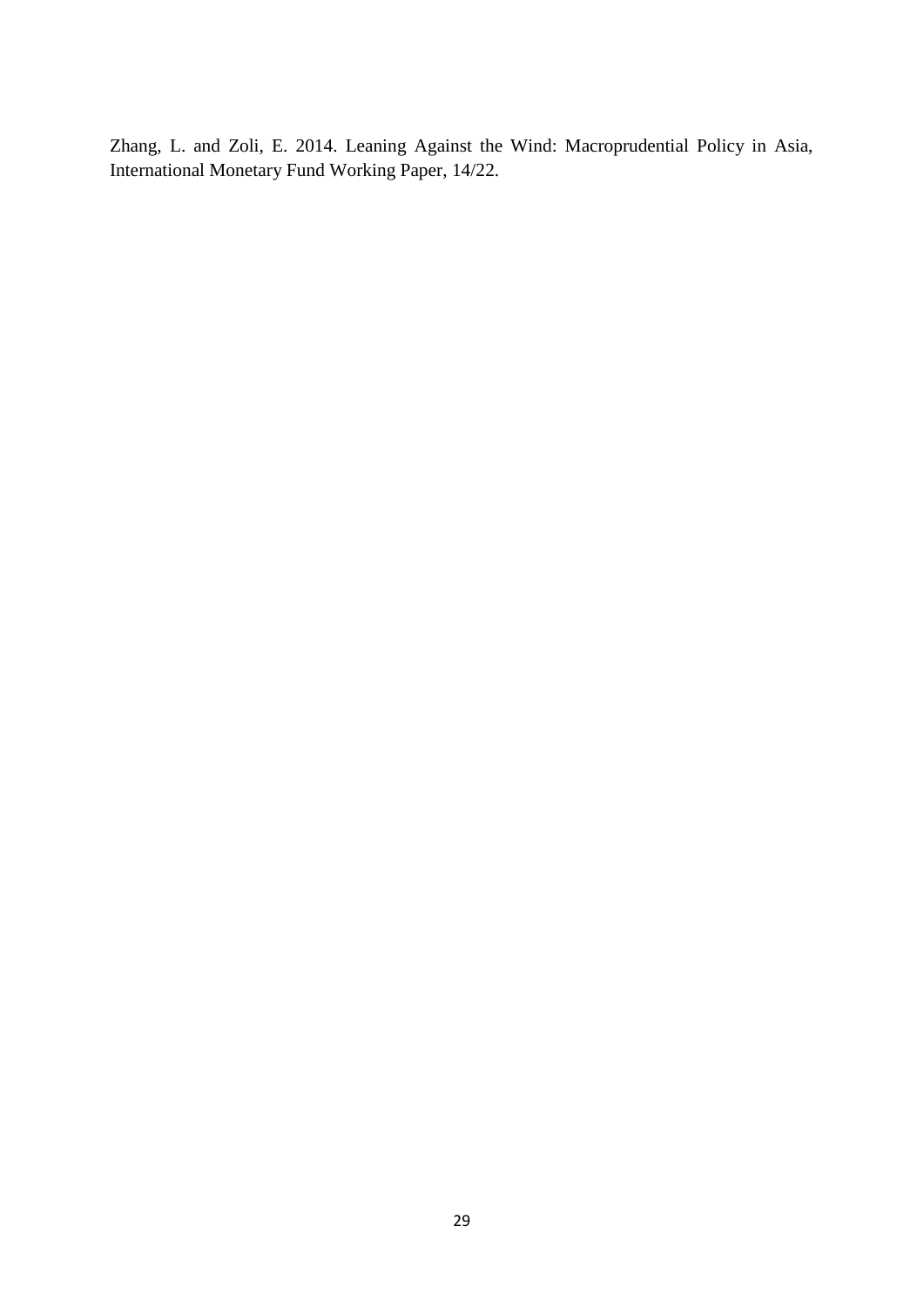Zhang, L. and Zoli, E. 2014. Leaning Against the Wind: Macroprudential Policy in Asia, International Monetary Fund Working Paper, 14/22.